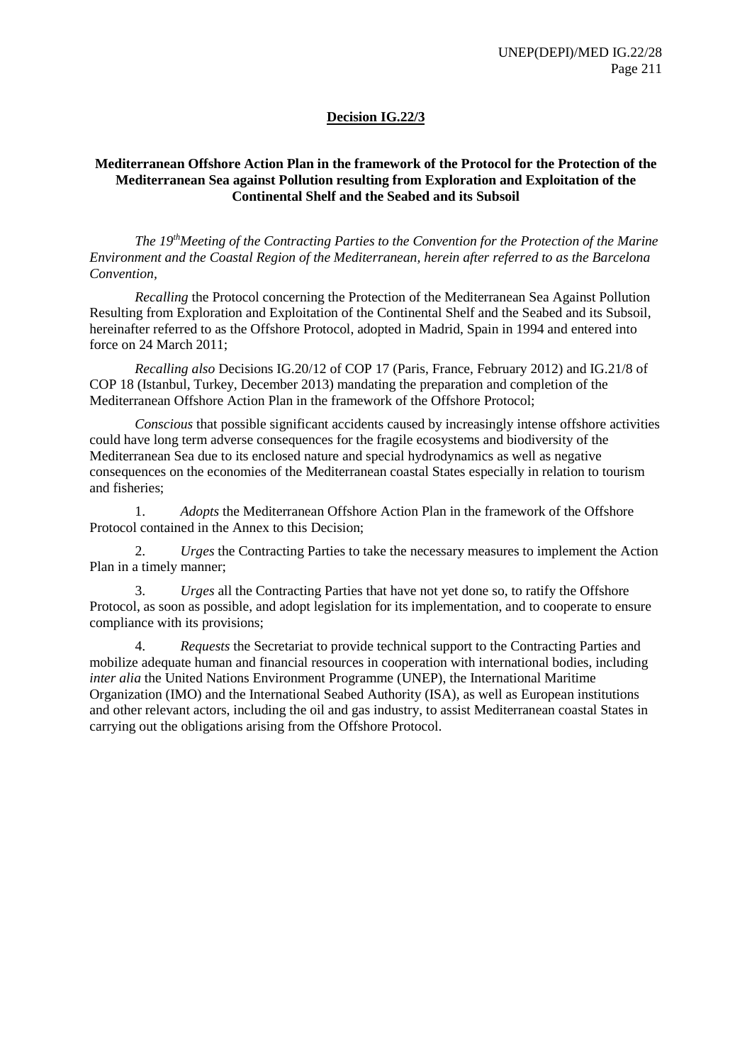# Decision IG.22/3

## Mediterranean Offshore Action Plan in the framework of the Protocol for the Protection of the Mediterranean Sea against Pollution resulting from Exploration and Exploitation of the Continental Shelf and the Seabed and its Subsoil

*The 19th Meeting of the Contracting Parties to the Convention for the Protection of the Marine Environment and the Coastal Region of the Mediterranean, herein after referred to as the Barcelona Convention,*

*Recalling* the Protocol concerning the Protection of the Mediterranean Sea Against Pollution Resulting from Exploration and Exploitation of the Continental Shelf and the Seabed and its Subsoil, hereinafter referred to as the Offshore Protocol, adopted in Madrid, Spain in 1994 and entered into force on 24 March 2011;

*Recalling also* Decisions IG.20/12 of COP 17 (Paris, France, February 2012) and IG.21/8 of COP 18 (Istanbul, Turkey, December 2013) mandating the preparation and completion of the Mediterranean Offshore Action Plan in the framework of the Offshore Protocol;

*Conscious* that possible significant accidents caused by increasingly intense offshore activities could have long term adverse consequences for the fragile ecosystems and biodiversity of the Mediterranean Sea due to its enclosed nature and special hydrodynamics as well as negative consequences on the economies of the Mediterranean coastal States especially in relation to tourism and fisheries;

1. *Adopts* the Mediterranean Offshore Action Plan in the framework of the Offshore Protocol contained in the Annex to this Decision;

2. *Urges* the Contracting Parties to take the necessary measures to implement the Action Plan in a timely manner;

3. *Urges* all the Contracting Parties that have not yet done so, to ratify the Offshore Protocol, as soon as possible, and adopt legislation for its implementation, and to cooperate to ensure compliance with its provisions;

4. *Requests* the Secretariat to provide technical support to the Contracting Parties and mobilize adequate human and financial resources in cooperation with international bodies, including *inter alia* the United Nations Environment Programme (UNEP), the International Maritime Organization (IMO) and the International Seabed Authority (ISA), as well as European institutions and other relevant actors, including the oil and gas industry, to assist Mediterranean coastal States in carrying out the obligations arising from the Offshore Protocol.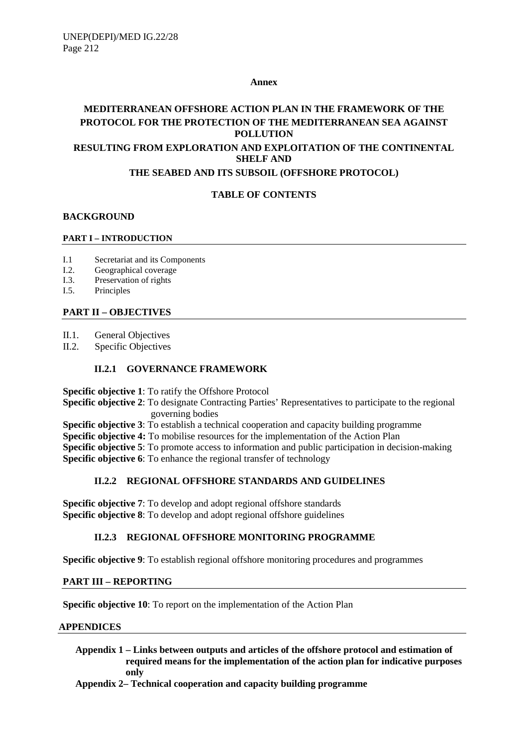**Annex**

# MEDITERRANEAN OFFSHORE ACTION PLAN IN THE FRAMEWORK OF THE PROTOCOL FOR THE PROTECTION OF THE MEDITERRANEAN SEA AGAINST POLLUTION RESULTING FROM EXPLORATION AND EXPLOITATION OF THE CONTINENTAL SHELF AND THE SEABED AND ITS SUBSOIL (OFFSHORE PROTOCOL)

## TABLE OF CONTENTS

**BACKGROUND**

**PART I – INTRODUCTION**

- I.1 Secretariat and its Components
- I.2. Geographical coverage
- I.3. Preservation of rights
- I.5. Principles

**PART II – OBJECTIVES**

- II.1. General Objectives
- II.2. Specific Objectives

**II.2.1 GOVERNANCE FRAMEWORK**

**Specific objective 1**: To ratify the Offshore Protocol
**Specific objective 2**: To designate Contracting Parties' Representatives to participate to the regional governing bodies
**Specific objective 3**: To establish a technical cooperation and capacity building programme
**Specific objective 4:** To mobilise resources for the implementation of the Action Plan
**Specific objective 5**: To promote access to information and public participation in decision-making
**Specific objective 6**: To enhance the regional transfer of technology

**II.2.2 REGIONAL OFFSHORE STANDARDS AND GUIDELINES**

**Specific objective 7**: To develop and adopt regional offshore standards
**Specific objective 8**: To develop and adopt regional offshore guidelines

**II.2.3 REGIONAL OFFSHORE MONITORING PROGRAMME**

**Specific objective 9**: To establish regional offshore monitoring procedures and programmes

**PART III – REPORTING**

**Specific objective 10**: To report on the implementation of the Action Plan

**APPENDICES**

**Appendix 1 – Links between outputs and articles of the offshore protocol and estimation of required means for the implementation of the action plan for indicative purposes only**
**Appendix 2– Technical cooperation and capacity building programme**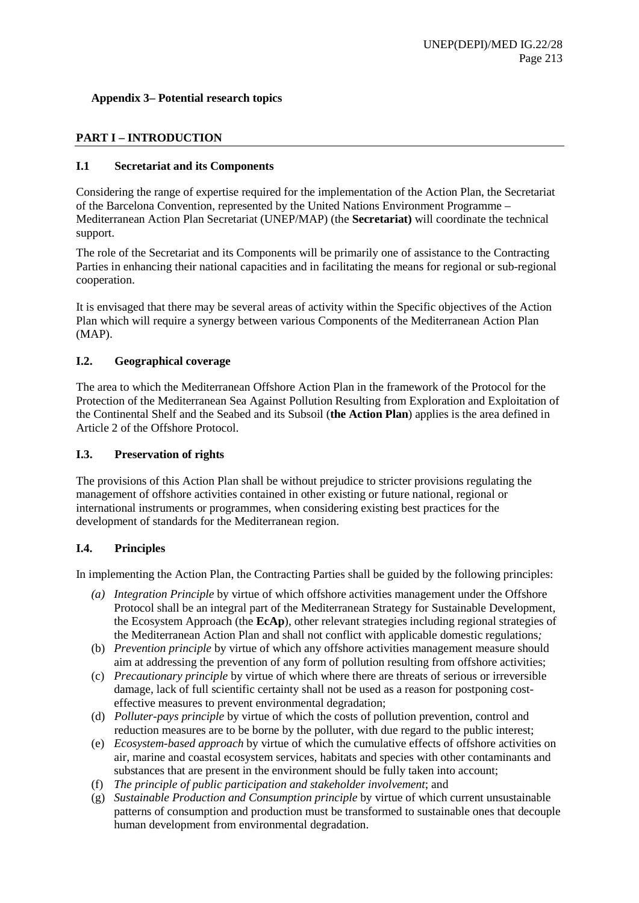**Appendix 3– Potential research topics**

## PART I – INTRODUCTION

### I.1 Secretariat and its Components

Considering the range of expertise required for the implementation of the Action Plan, the Secretariat of the Barcelona Convention, represented by the United Nations Environment Programme – Mediterranean Action Plan Secretariat (UNEP/MAP) (the **Secretariat)** will coordinate the technical support.

The role of the Secretariat and its Components will be primarily one of assistance to the Contracting Parties in enhancing their national capacities and in facilitating the means for regional or sub-regional cooperation.

It is envisaged that there may be several areas of activity within the Specific objectives of the Action Plan which will require a synergy between various Components of the Mediterranean Action Plan (MAP).

### I.2. Geographical coverage

The area to which the Mediterranean Offshore Action Plan in the framework of the Protocol for the Protection of the Mediterranean Sea Against Pollution Resulting from Exploration and Exploitation of the Continental Shelf and the Seabed and its Subsoil (**the Action Plan**) applies is the area defined in Article 2 of the Offshore Protocol.

### I.3. Preservation of rights

The provisions of this Action Plan shall be without prejudice to stricter provisions regulating the management of offshore activities contained in other existing or future national, regional or international instruments or programmes, when considering existing best practices for the development of standards for the Mediterranean region.

### I.4. Principles

In implementing the Action Plan, the Contracting Parties shall be guided by the following principles:

- *(a) Integration Principle* by virtue of which offshore activities management under the Offshore Protocol shall be an integral part of the Mediterranean Strategy for Sustainable Development, the Ecosystem Approach (the **EcAp**), other relevant strategies including regional strategies of the Mediterranean Action Plan and shall not conflict with applicable domestic regulations*;*
- (b) *Prevention principle* by virtue of which any offshore activities management measure should aim at addressing the prevention of any form of pollution resulting from offshore activities;
- (c) *Precautionary principle* by virtue of which where there are threats of serious or irreversible damage, lack of full scientific certainty shall not be used as a reason for postponing cost-effective measures to prevent environmental degradation;
- (d) *Polluter-pays principle* by virtue of which the costs of pollution prevention, control and reduction measures are to be borne by the polluter, with due regard to the public interest;
- (e) *Ecosystem-based approach* by virtue of which the cumulative effects of offshore activities on air, marine and coastal ecosystem services, habitats and species with other contaminants and substances that are present in the environment should be fully taken into account;
- (f) *The principle of public participation and stakeholder involvement*; and
- (g) *Sustainable Production and Consumption principle* by virtue of which current unsustainable patterns of consumption and production must be transformed to sustainable ones that decouple human development from environmental degradation.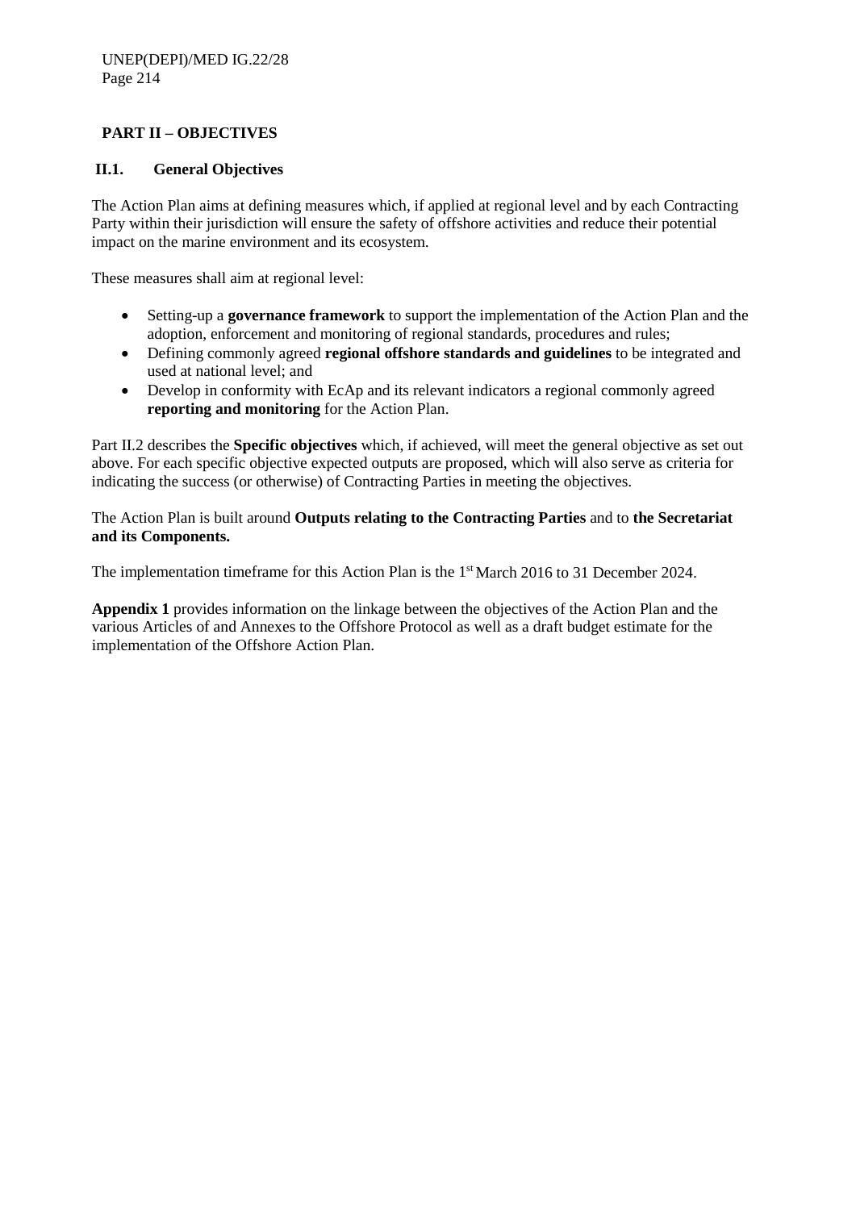## PART II – OBJECTIVES

### II.1. General Objectives

The Action Plan aims at defining measures which, if applied at regional level and by each Contracting Party within their jurisdiction will ensure the safety of offshore activities and reduce their potential impact on the marine environment and its ecosystem.

These measures shall aim at regional level:

- Setting-up a **governance framework** to support the implementation of the Action Plan and the adoption, enforcement and monitoring of regional standards, procedures and rules;
- Defining commonly agreed **regional offshore standards and guidelines** to be integrated and used at national level; and
- Develop in conformity with EcAp and its relevant indicators a regional commonly agreed **reporting and monitoring** for the Action Plan.

Part II.2 describes the **Specific objectives** which, if achieved, will meet the general objective as set out above. For each specific objective expected outputs are proposed, which will also serve as criteria for indicating the success (or otherwise) of Contracting Parties in meeting the objectives.

The Action Plan is built around **Outputs relating to the Contracting Parties** and to **the Secretariat and its Components.**

The implementation timeframe for this Action Plan is the 1st March 2016 to 31 December 2024.

**Appendix 1** provides information on the linkage between the objectives of the Action Plan and the various Articles of and Annexes to the Offshore Protocol as well as a draft budget estimate for the implementation of the Offshore Action Plan.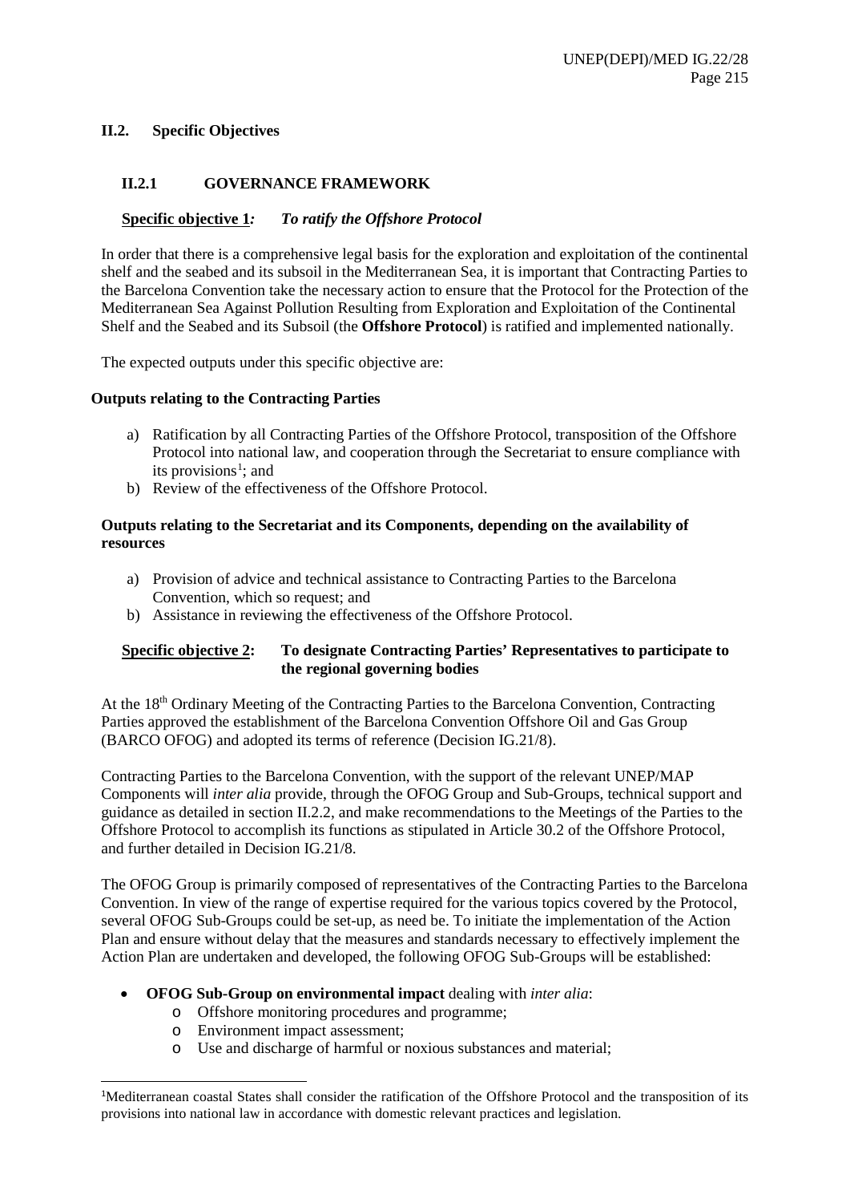## II.2. Specific Objectives

### II.2.1 GOVERNANCE FRAMEWORK

**Specific objective 1***:* ***To ratify the Offshore Protocol***

In order that there is a comprehensive legal basis for the exploration and exploitation of the continental shelf and the seabed and its subsoil in the Mediterranean Sea, it is important that Contracting Parties to the Barcelona Convention take the necessary action to ensure that the Protocol for the Protection of the Mediterranean Sea Against Pollution Resulting from Exploration and Exploitation of the Continental Shelf and the Seabed and its Subsoil (the **Offshore Protocol**) is ratified and implemented nationally.

The expected outputs under this specific objective are:

**Outputs relating to the Contracting Parties**

a) Ratification by all Contracting Parties of the Offshore Protocol, transposition of the Offshore Protocol into national law, and cooperation through the Secretariat to ensure compliance with its provisions[1]; and
b) Review of the effectiveness of the Offshore Protocol.

**Outputs relating to the Secretariat and its Components, depending on the availability of resources**

a) Provision of advice and technical assistance to Contracting Parties to the Barcelona Convention, which so request; and
b) Assistance in reviewing the effectiveness of the Offshore Protocol.

**Specific objective 2: To designate Contracting Parties' Representatives to participate to the regional governing bodies**

At the 18th Ordinary Meeting of the Contracting Parties to the Barcelona Convention, Contracting Parties approved the establishment of the Barcelona Convention Offshore Oil and Gas Group (BARCO OFOG) and adopted its terms of reference (Decision IG.21/8).

Contracting Parties to the Barcelona Convention, with the support of the relevant UNEP/MAP Components will *inter alia* provide, through the OFOG Group and Sub-Groups, technical support and guidance as detailed in section II.2.2, and make recommendations to the Meetings of the Parties to the Offshore Protocol to accomplish its functions as stipulated in Article 30.2 of the Offshore Protocol, and further detailed in Decision IG.21/8.

The OFOG Group is primarily composed of representatives of the Contracting Parties to the Barcelona Convention. In view of the range of expertise required for the various topics covered by the Protocol, several OFOG Sub-Groups could be set-up, as need be. To initiate the implementation of the Action Plan and ensure without delay that the measures and standards necessary to effectively implement the Action Plan are undertaken and developed, the following OFOG Sub-Groups will be established:

- **OFOG Sub-Group on environmental impact** dealing with *inter alia*:
  - Offshore monitoring procedures and programme;
  - Environment impact assessment;
  - Use and discharge of harmful or noxious substances and material;

[1]Mediterranean coastal States shall consider the ratification of the Offshore Protocol and the transposition of its provisions into national law in accordance with domestic relevant practices and legislation.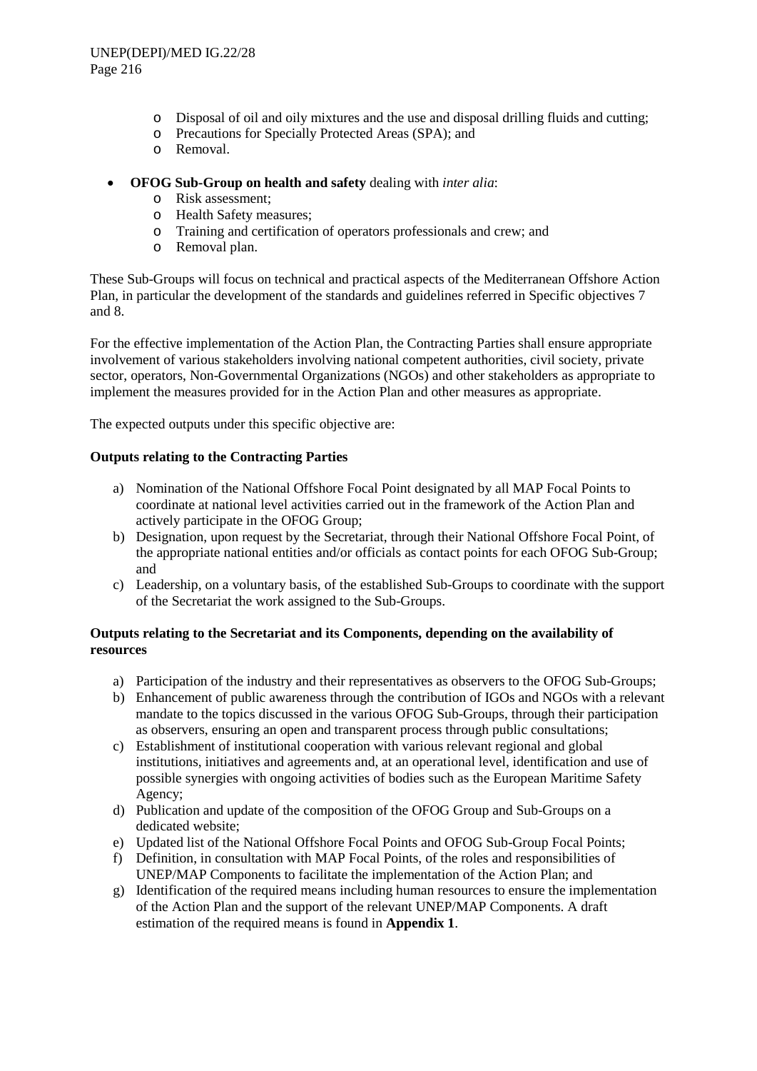- Disposal of oil and oily mixtures and the use and disposal drilling fluids and cutting;
  - Precautions for Specially Protected Areas (SPA); and
  - Removal.

- **OFOG Sub-Group on health and safety** dealing with *inter alia*:
  - Risk assessment;
  - Health Safety measures;
  - Training and certification of operators professionals and crew; and
  - Removal plan.

These Sub-Groups will focus on technical and practical aspects of the Mediterranean Offshore Action Plan, in particular the development of the standards and guidelines referred in Specific objectives 7 and 8.

For the effective implementation of the Action Plan, the Contracting Parties shall ensure appropriate involvement of various stakeholders involving national competent authorities, civil society, private sector, operators, Non-Governmental Organizations (NGOs) and other stakeholders as appropriate to implement the measures provided for in the Action Plan and other measures as appropriate.

The expected outputs under this specific objective are:

**Outputs relating to the Contracting Parties**

a) Nomination of the National Offshore Focal Point designated by all MAP Focal Points to coordinate at national level activities carried out in the framework of the Action Plan and actively participate in the OFOG Group;
b) Designation, upon request by the Secretariat, through their National Offshore Focal Point, of the appropriate national entities and/or officials as contact points for each OFOG Sub-Group; and
c) Leadership, on a voluntary basis, of the established Sub-Groups to coordinate with the support of the Secretariat the work assigned to the Sub-Groups.

**Outputs relating to the Secretariat and its Components, depending on the availability of resources**

a) Participation of the industry and their representatives as observers to the OFOG Sub-Groups;
b) Enhancement of public awareness through the contribution of IGOs and NGOs with a relevant mandate to the topics discussed in the various OFOG Sub-Groups, through their participation as observers, ensuring an open and transparent process through public consultations;
c) Establishment of institutional cooperation with various relevant regional and global institutions, initiatives and agreements and, at an operational level, identification and use of possible synergies with ongoing activities of bodies such as the European Maritime Safety Agency;
d) Publication and update of the composition of the OFOG Group and Sub-Groups on a dedicated website;
e) Updated list of the National Offshore Focal Points and OFOG Sub-Group Focal Points;
f) Definition, in consultation with MAP Focal Points, of the roles and responsibilities of UNEP/MAP Components to facilitate the implementation of the Action Plan; and
g) Identification of the required means including human resources to ensure the implementation of the Action Plan and the support of the relevant UNEP/MAP Components. A draft estimation of the required means is found in **Appendix 1**.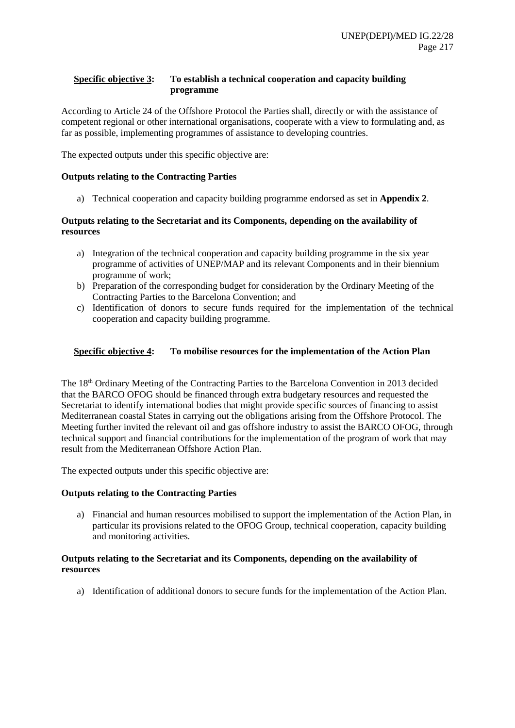**<u>Specific objective 3</u>: To establish a technical cooperation and capacity building programme**

According to Article 24 of the Offshore Protocol the Parties shall, directly or with the assistance of competent regional or other international organisations, cooperate with a view to formulating and, as far as possible, implementing programmes of assistance to developing countries.

The expected outputs under this specific objective are:

**Outputs relating to the Contracting Parties**

a) Technical cooperation and capacity building programme endorsed as set in **Appendix 2**.

**Outputs relating to the Secretariat and its Components, depending on the availability of resources**

a) Integration of the technical cooperation and capacity building programme in the six year programme of activities of UNEP/MAP and its relevant Components and in their biennium programme of work;
b) Preparation of the corresponding budget for consideration by the Ordinary Meeting of the Contracting Parties to the Barcelona Convention; and
c) Identification of donors to secure funds required for the implementation of the technical cooperation and capacity building programme.

**<u>Specific objective 4</u>: To mobilise resources for the implementation of the Action Plan**

The 18th Ordinary Meeting of the Contracting Parties to the Barcelona Convention in 2013 decided that the BARCO OFOG should be financed through extra budgetary resources and requested the Secretariat to identify international bodies that might provide specific sources of financing to assist Mediterranean coastal States in carrying out the obligations arising from the Offshore Protocol. The Meeting further invited the relevant oil and gas offshore industry to assist the BARCO OFOG, through technical support and financial contributions for the implementation of the program of work that may result from the Mediterranean Offshore Action Plan.

The expected outputs under this specific objective are:

**Outputs relating to the Contracting Parties**

a) Financial and human resources mobilised to support the implementation of the Action Plan, in particular its provisions related to the OFOG Group, technical cooperation, capacity building and monitoring activities.

**Outputs relating to the Secretariat and its Components, depending on the availability of resources**

a) Identification of additional donors to secure funds for the implementation of the Action Plan.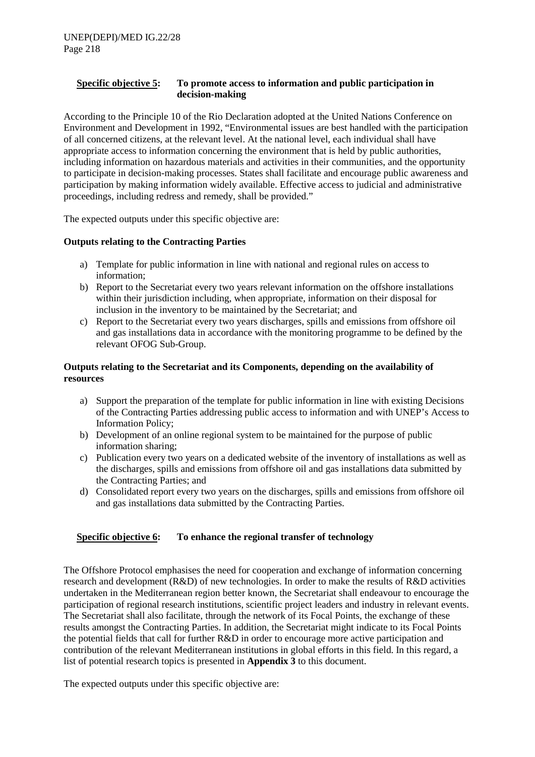**Specific objective 5: To promote access to information and public participation in decision-making**

According to the Principle 10 of the Rio Declaration adopted at the United Nations Conference on Environment and Development in 1992, "Environmental issues are best handled with the participation of all concerned citizens, at the relevant level. At the national level, each individual shall have appropriate access to information concerning the environment that is held by public authorities, including information on hazardous materials and activities in their communities, and the opportunity to participate in decision-making processes. States shall facilitate and encourage public awareness and participation by making information widely available. Effective access to judicial and administrative proceedings, including redress and remedy, shall be provided."

The expected outputs under this specific objective are:

**Outputs relating to the Contracting Parties**

a) Template for public information in line with national and regional rules on access to information;
b) Report to the Secretariat every two years relevant information on the offshore installations within their jurisdiction including, when appropriate, information on their disposal for inclusion in the inventory to be maintained by the Secretariat; and
c) Report to the Secretariat every two years discharges, spills and emissions from offshore oil and gas installations data in accordance with the monitoring programme to be defined by the relevant OFOG Sub-Group.

**Outputs relating to the Secretariat and its Components, depending on the availability of resources**

a) Support the preparation of the template for public information in line with existing Decisions of the Contracting Parties addressing public access to information and with UNEP's Access to Information Policy;
b) Development of an online regional system to be maintained for the purpose of public information sharing;
c) Publication every two years on a dedicated website of the inventory of installations as well as the discharges, spills and emissions from offshore oil and gas installations data submitted by the Contracting Parties; and
d) Consolidated report every two years on the discharges, spills and emissions from offshore oil and gas installations data submitted by the Contracting Parties.

**Specific objective 6: To enhance the regional transfer of technology**

The Offshore Protocol emphasises the need for cooperation and exchange of information concerning research and development (R&D) of new technologies. In order to make the results of R&D activities undertaken in the Mediterranean region better known, the Secretariat shall endeavour to encourage the participation of regional research institutions, scientific project leaders and industry in relevant events. The Secretariat shall also facilitate, through the network of its Focal Points, the exchange of these results amongst the Contracting Parties. In addition, the Secretariat might indicate to its Focal Points the potential fields that call for further R&D in order to encourage more active participation and contribution of the relevant Mediterranean institutions in global efforts in this field. In this regard, a list of potential research topics is presented in **Appendix 3** to this document.

The expected outputs under this specific objective are: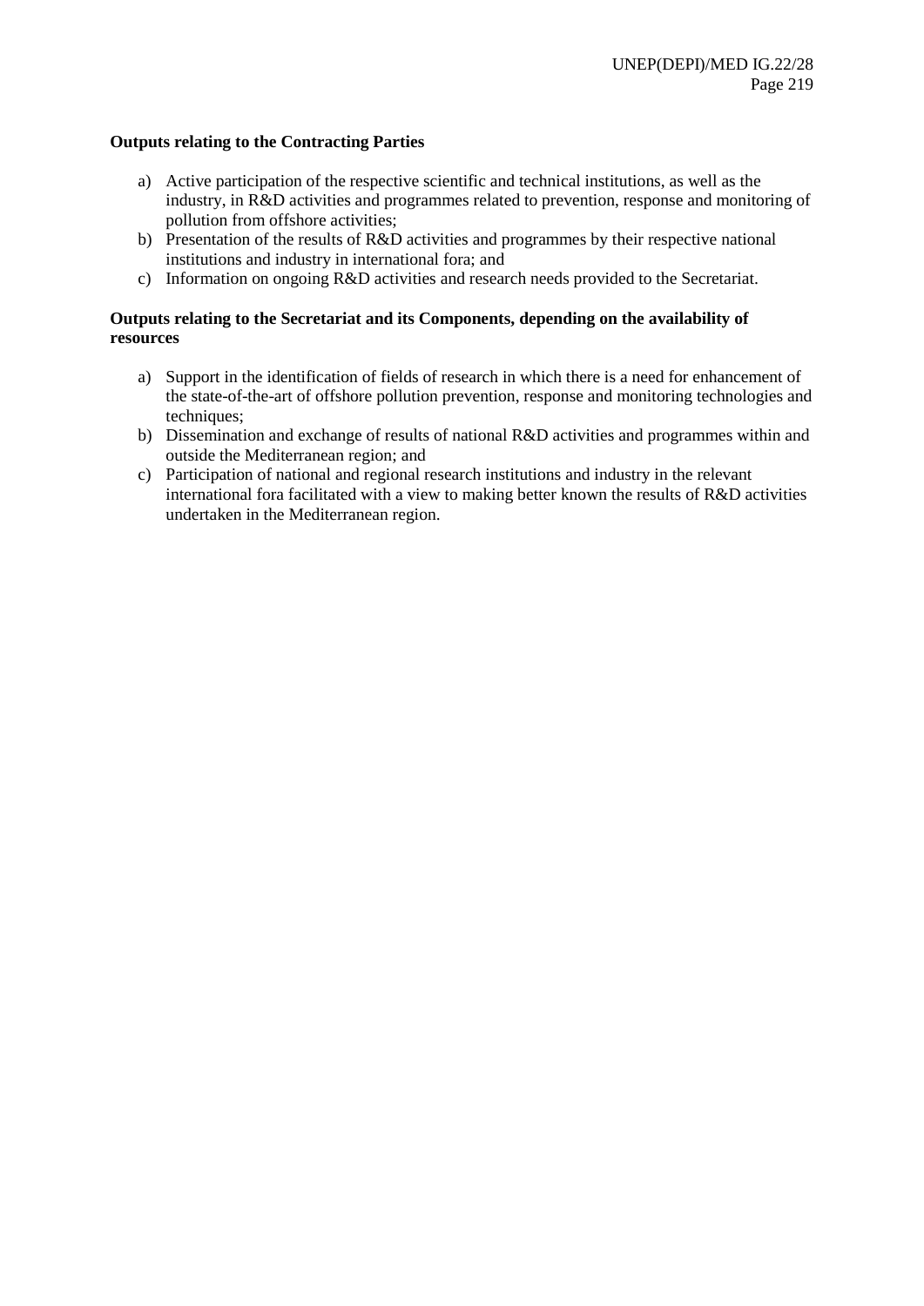**Outputs relating to the Contracting Parties**

a) Active participation of the respective scientific and technical institutions, as well as the industry, in R&D activities and programmes related to prevention, response and monitoring of pollution from offshore activities;
b) Presentation of the results of R&D activities and programmes by their respective national institutions and industry in international fora; and
c) Information on ongoing R&D activities and research needs provided to the Secretariat.

**Outputs relating to the Secretariat and its Components, depending on the availability of resources**

a) Support in the identification of fields of research in which there is a need for enhancement of the state-of-the-art of offshore pollution prevention, response and monitoring technologies and techniques;
b) Dissemination and exchange of results of national R&D activities and programmes within and outside the Mediterranean region; and
c) Participation of national and regional research institutions and industry in the relevant international fora facilitated with a view to making better known the results of R&D activities undertaken in the Mediterranean region.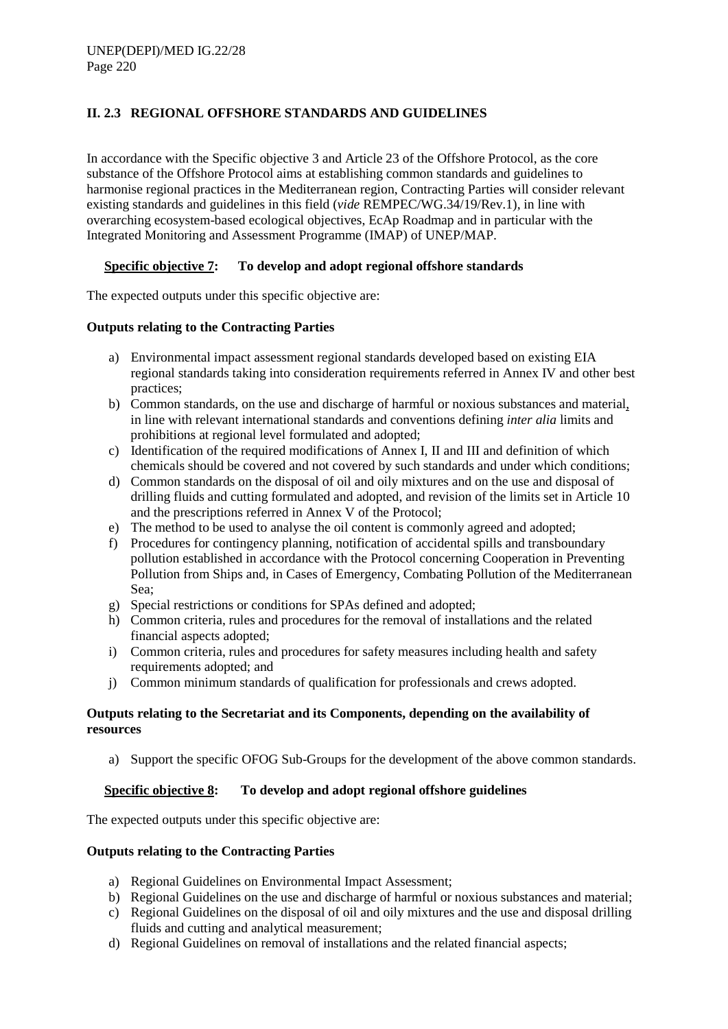## II. 2.3 REGIONAL OFFSHORE STANDARDS AND GUIDELINES

In accordance with the Specific objective 3 and Article 23 of the Offshore Protocol, as the core substance of the Offshore Protocol aims at establishing common standards and guidelines to harmonise regional practices in the Mediterranean region, Contracting Parties will consider relevant existing standards and guidelines in this field (*vide* REMPEC/WG.34/19/Rev.1), in line with overarching ecosystem-based ecological objectives, EcAp Roadmap and in particular with the Integrated Monitoring and Assessment Programme (IMAP) of UNEP/MAP.

**Specific objective 7: To develop and adopt regional offshore standards**

The expected outputs under this specific objective are:

**Outputs relating to the Contracting Parties**

a) Environmental impact assessment regional standards developed based on existing EIA regional standards taking into consideration requirements referred in Annex IV and other best practices;
b) Common standards, on the use and discharge of harmful or noxious substances and material, in line with relevant international standards and conventions defining *inter alia* limits and prohibitions at regional level formulated and adopted;
c) Identification of the required modifications of Annex I, II and III and definition of which chemicals should be covered and not covered by such standards and under which conditions;
d) Common standards on the disposal of oil and oily mixtures and on the use and disposal of drilling fluids and cutting formulated and adopted, and revision of the limits set in Article 10 and the prescriptions referred in Annex V of the Protocol;
e) The method to be used to analyse the oil content is commonly agreed and adopted;
f) Procedures for contingency planning, notification of accidental spills and transboundary pollution established in accordance with the Protocol concerning Cooperation in Preventing Pollution from Ships and, in Cases of Emergency, Combating Pollution of the Mediterranean Sea;
g) Special restrictions or conditions for SPAs defined and adopted;
h) Common criteria, rules and procedures for the removal of installations and the related financial aspects adopted;
i) Common criteria, rules and procedures for safety measures including health and safety requirements adopted; and
j) Common minimum standards of qualification for professionals and crews adopted.

**Outputs relating to the Secretariat and its Components, depending on the availability of resources**

a) Support the specific OFOG Sub-Groups for the development of the above common standards.

**Specific objective 8: To develop and adopt regional offshore guidelines**

The expected outputs under this specific objective are:

**Outputs relating to the Contracting Parties**

a) Regional Guidelines on Environmental Impact Assessment;
b) Regional Guidelines on the use and discharge of harmful or noxious substances and material;
c) Regional Guidelines on the disposal of oil and oily mixtures and the use and disposal drilling fluids and cutting and analytical measurement;
d) Regional Guidelines on removal of installations and the related financial aspects;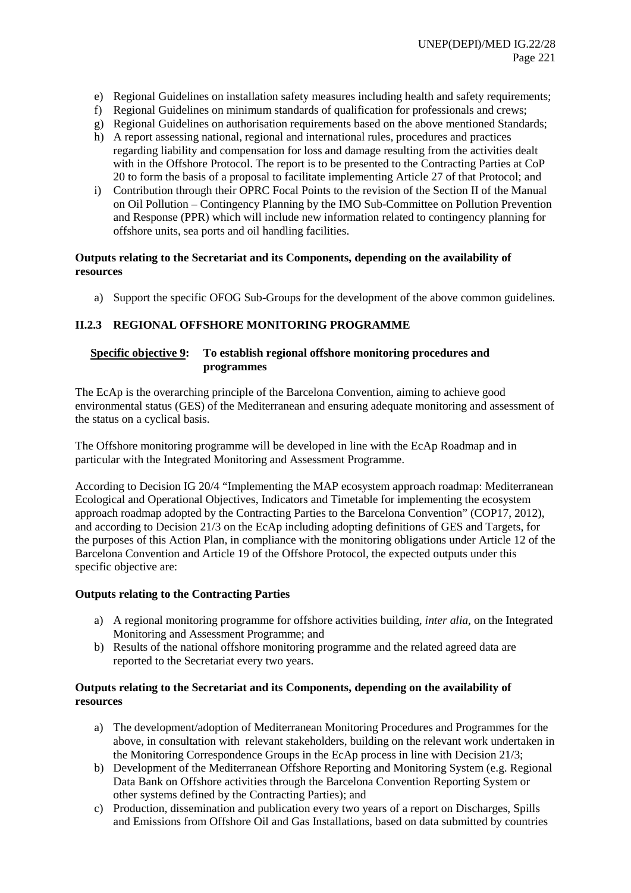e) Regional Guidelines on installation safety measures including health and safety requirements;
f) Regional Guidelines on minimum standards of qualification for professionals and crews;
g) Regional Guidelines on authorisation requirements based on the above mentioned Standards;
h) A report assessing national, regional and international rules, procedures and practices regarding liability and compensation for loss and damage resulting from the activities dealt with in the Offshore Protocol. The report is to be presented to the Contracting Parties at CoP 20 to form the basis of a proposal to facilitate implementing Article 27 of that Protocol; and
i) Contribution through their OPRC Focal Points to the revision of the Section II of the Manual on Oil Pollution – Contingency Planning by the IMO Sub-Committee on Pollution Prevention and Response (PPR) which will include new information related to contingency planning for offshore units, sea ports and oil handling facilities.

**Outputs relating to the Secretariat and its Components, depending on the availability of resources**

a) Support the specific OFOG Sub-Groups for the development of the above common guidelines.

### II.2.3 REGIONAL OFFSHORE MONITORING PROGRAMME

**<u>Specific objective 9</u>: To establish regional offshore monitoring procedures and programmes**

The EcAp is the overarching principle of the Barcelona Convention, aiming to achieve good environmental status (GES) of the Mediterranean and ensuring adequate monitoring and assessment of the status on a cyclical basis.

The Offshore monitoring programme will be developed in line with the EcAp Roadmap and in particular with the Integrated Monitoring and Assessment Programme.

According to Decision IG 20/4 "Implementing the MAP ecosystem approach roadmap: Mediterranean Ecological and Operational Objectives, Indicators and Timetable for implementing the ecosystem approach roadmap adopted by the Contracting Parties to the Barcelona Convention" (COP17, 2012), and according to Decision 21/3 on the EcAp including adopting definitions of GES and Targets, for the purposes of this Action Plan, in compliance with the monitoring obligations under Article 12 of the Barcelona Convention and Article 19 of the Offshore Protocol, the expected outputs under this specific objective are:

**Outputs relating to the Contracting Parties**

a) A regional monitoring programme for offshore activities building, *inter alia*, on the Integrated Monitoring and Assessment Programme; and
b) Results of the national offshore monitoring programme and the related agreed data are reported to the Secretariat every two years.

**Outputs relating to the Secretariat and its Components, depending on the availability of resources**

a) The development/adoption of Mediterranean Monitoring Procedures and Programmes for the above, in consultation with relevant stakeholders, building on the relevant work undertaken in the Monitoring Correspondence Groups in the EcAp process in line with Decision 21/3;
b) Development of the Mediterranean Offshore Reporting and Monitoring System (e.g. Regional Data Bank on Offshore activities through the Barcelona Convention Reporting System or other systems defined by the Contracting Parties); and
c) Production, dissemination and publication every two years of a report on Discharges, Spills and Emissions from Offshore Oil and Gas Installations, based on data submitted by countries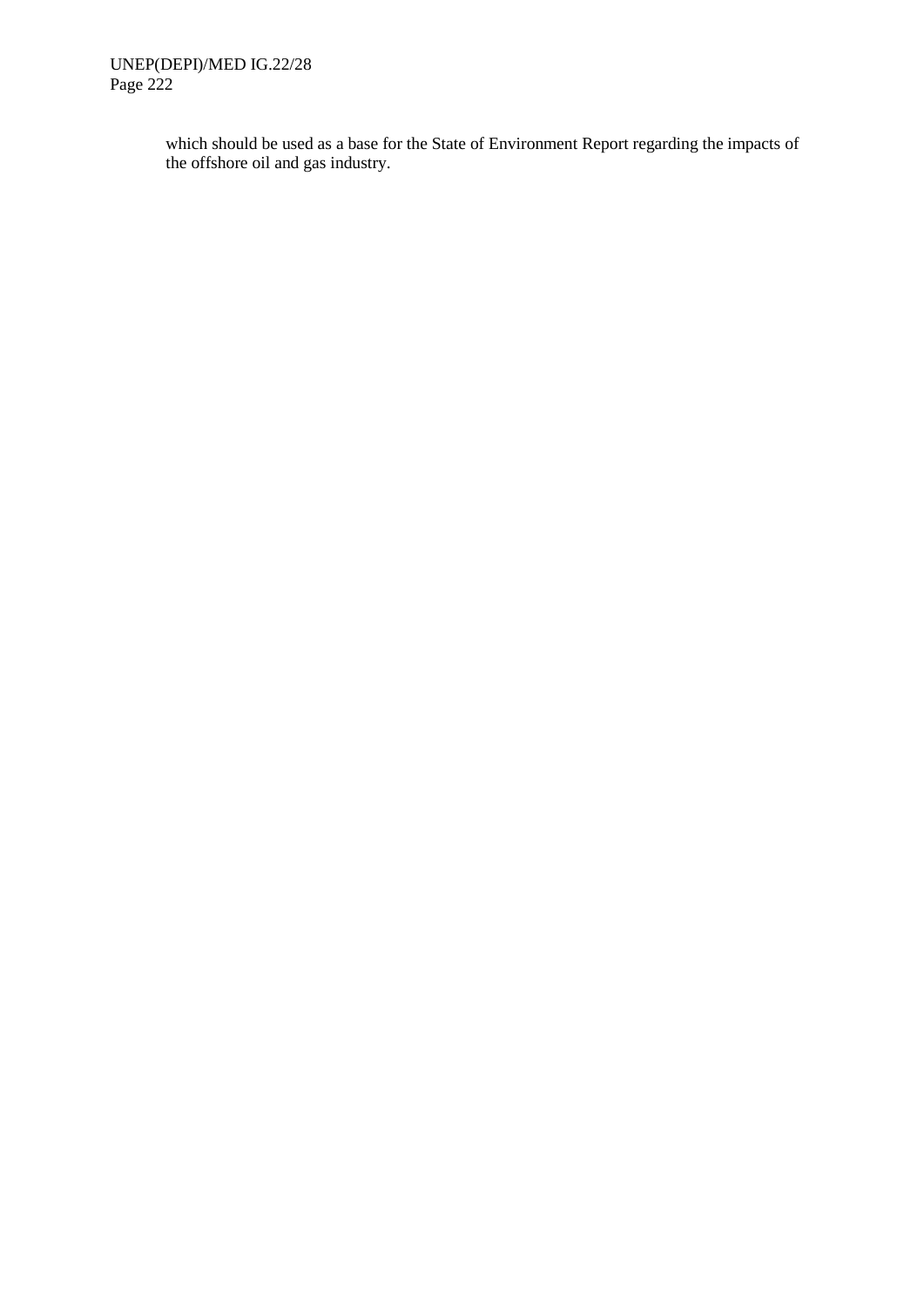which should be used as a base for the State of Environment Report regarding the impacts of the offshore oil and gas industry.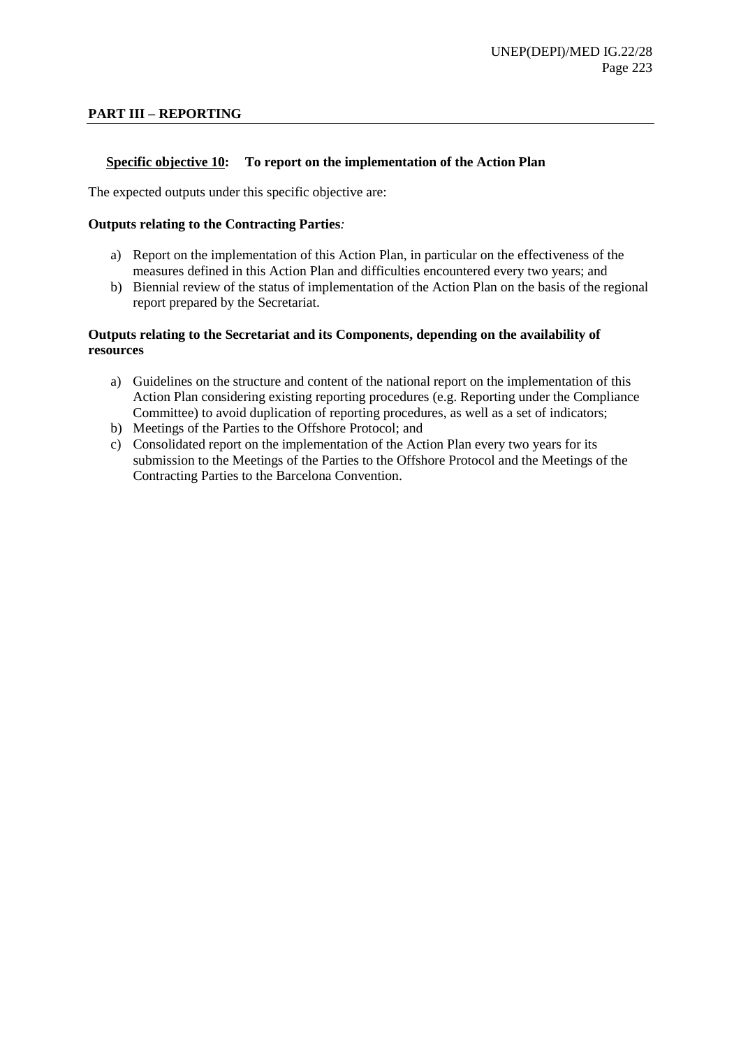## PART III – REPORTING

**<u>Specific objective 10</u>: To report on the implementation of the Action Plan**

The expected outputs under this specific objective are:

**Outputs relating to the Contracting Parties***:*

a) Report on the implementation of this Action Plan, in particular on the effectiveness of the measures defined in this Action Plan and difficulties encountered every two years; and
b) Biennial review of the status of implementation of the Action Plan on the basis of the regional report prepared by the Secretariat.

**Outputs relating to the Secretariat and its Components, depending on the availability of resources**

a) Guidelines on the structure and content of the national report on the implementation of this Action Plan considering existing reporting procedures (e.g. Reporting under the Compliance Committee) to avoid duplication of reporting procedures, as well as a set of indicators;
b) Meetings of the Parties to the Offshore Protocol; and
c) Consolidated report on the implementation of the Action Plan every two years for its submission to the Meetings of the Parties to the Offshore Protocol and the Meetings of the Contracting Parties to the Barcelona Convention.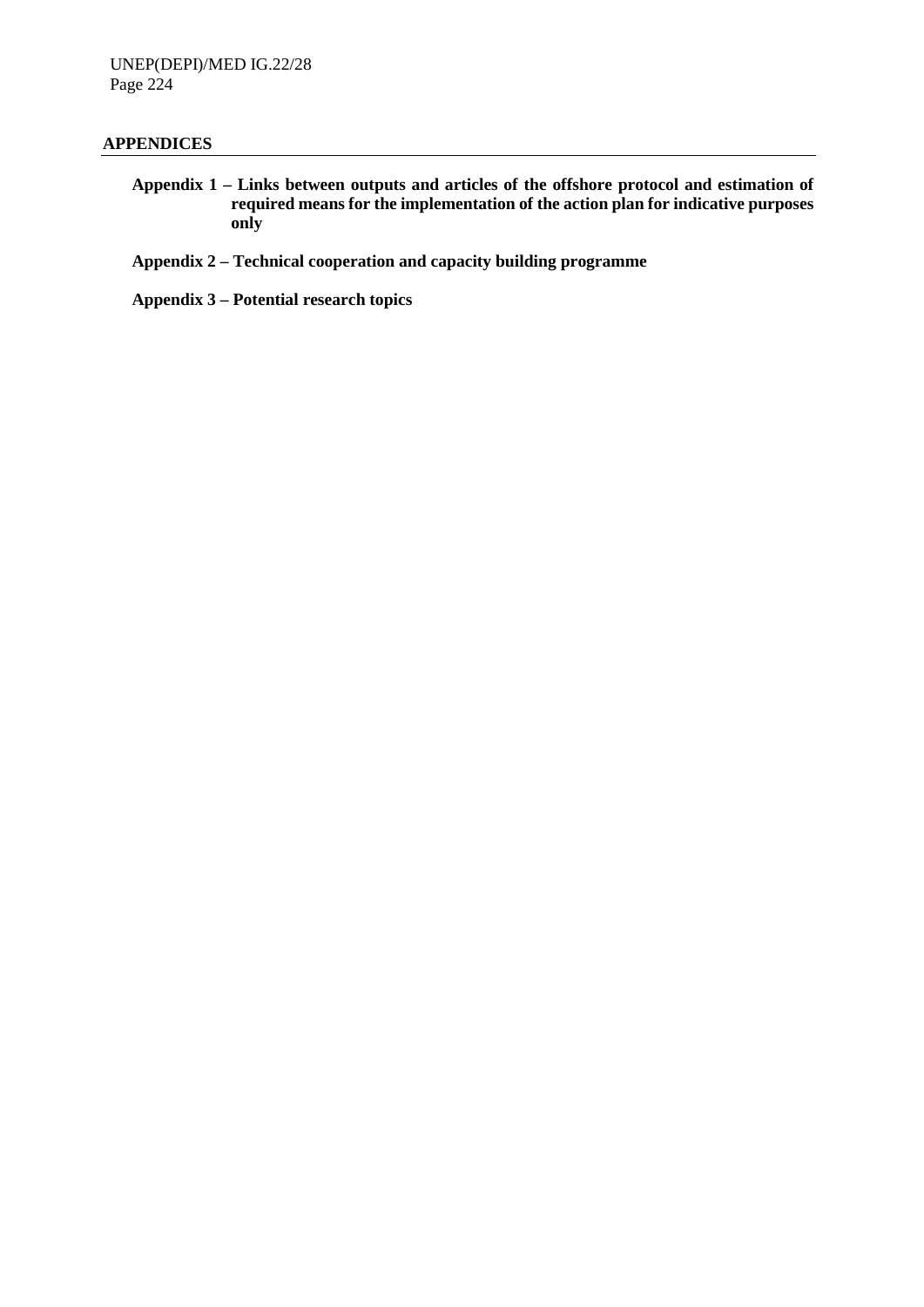## APPENDICES

**Appendix 1 – Links between outputs and articles of the offshore protocol and estimation of required means for the implementation of the action plan for indicative purposes only**

**Appendix 2 – Technical cooperation and capacity building programme**

**Appendix 3 – Potential research topics**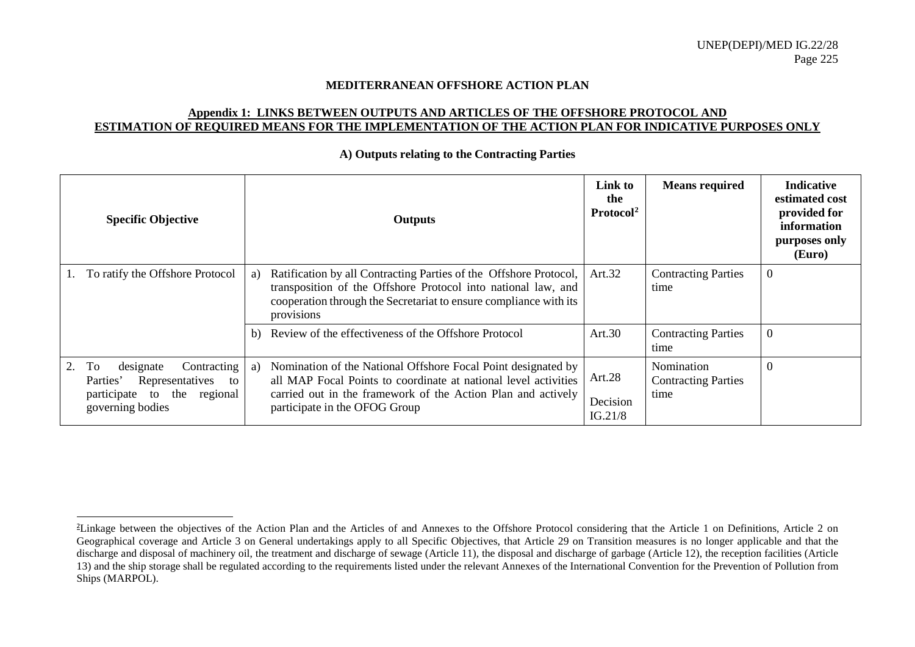**MEDITERRANEAN OFFSHORE ACTION PLAN**

**Appendix 1: LINKS BETWEEN OUTPUTS AND ARTICLES OF THE OFFSHORE PROTOCOL AND ESTIMATION OF REQUIRED MEANS FOR THE IMPLEMENTATION OF THE ACTION PLAN FOR INDICATIVE PURPOSES ONLY**

**A) Outputs relating to the Contracting Parties**

| Specific Objective | Outputs | Link to the Protocol[2] | Means required | Indicative estimated cost provided for information purposes only (Euro) |
|---|---|---|---|---|
| 1. To ratify the Offshore Protocol | a) Ratification by all Contracting Parties of the Offshore Protocol, transposition of the Offshore Protocol into national law, and cooperation through the Secretariat to ensure compliance with its provisions | Art.32 | Contracting Parties time | 0 |
| | b) Review of the effectiveness of the Offshore Protocol | Art.30 | Contracting Parties time | 0 |
| 2. To designate Contracting Parties' Representatives to participate in the regional governing bodies | a) Nomination of the National Offshore Focal Point designated by all MAP Focal Points to coordinate at national level activities carried out in the framework of the Action Plan and actively participate in the OFOG Group | Art.28<br>Decision IG.21/8 | Nomination Contracting Parties time | 0 |

[2] Linkage between the objectives of the Action Plan and the Articles of and Annexes to the Offshore Protocol considering that the Article 1 on Definitions, Article 2 on Geographical coverage and Article 3 on General undertakings apply to all Specific Objectives, that Article 29 on Transition measures is no longer applicable and that the discharge and disposal of machinery oil, the treatment and discharge of sewage (Article 11), the disposal and discharge of garbage (Article 12), the reception facilities (Article 13) and the ship storage shall be regulated according to the requirements listed under the relevant Annexes of the International Convention for the Prevention of Pollution from Ships (MARPOL).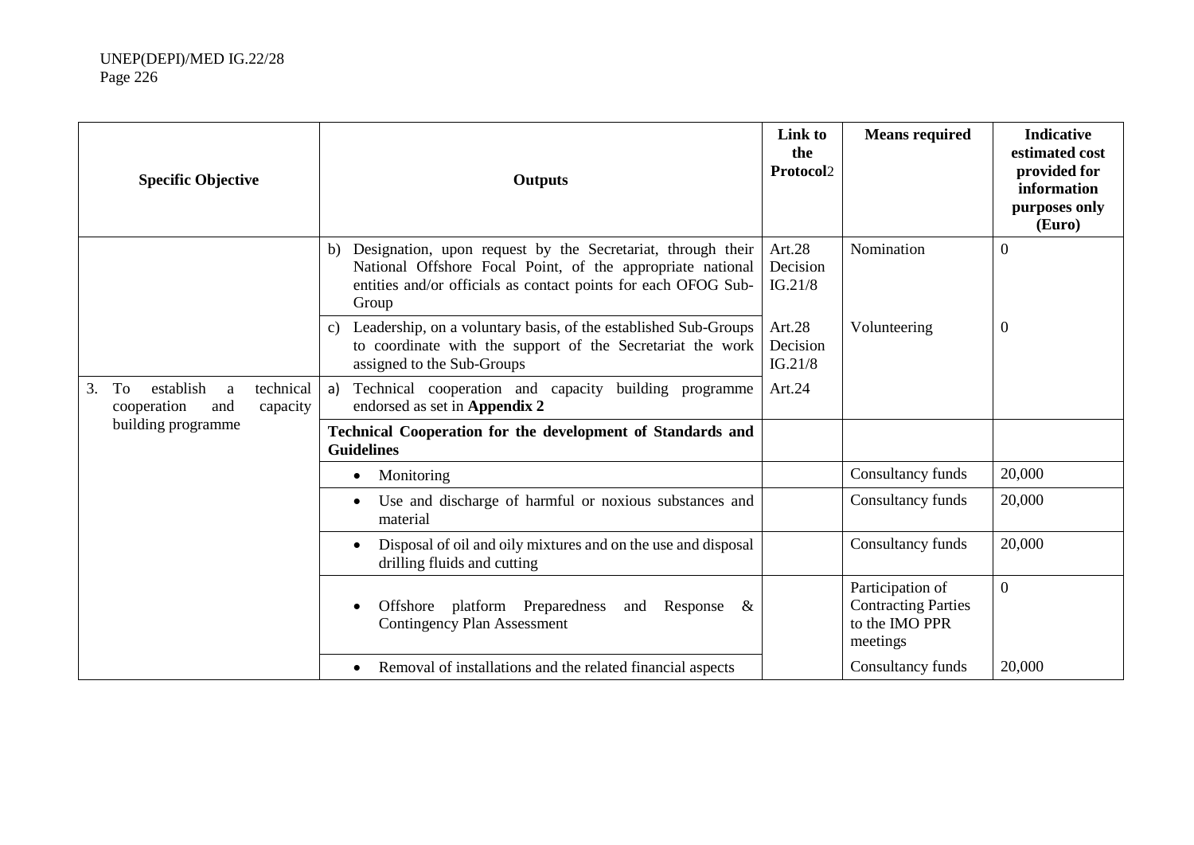| Specific Objective | Outputs | Link to the Protocol[2] | Means required | Indicative estimated cost provided for information purposes only (Euro) |
|---|---|---|---|---|
| | b) Designation, upon request by the Secretariat, through their National Offshore Focal Point, of the appropriate national entities and/or officials as contact points for each OFOG Sub-Group | Art.28 Decision IG.21/8 | Nomination | 0 |
| | c) Leadership, on a voluntary basis, of the established Sub-Groups to coordinate with the support of the Secretariat the work assigned to the Sub-Groups | Art.28 Decision IG.21/8 | Volunteering | 0 |
| 3. To establish a technical cooperation and capacity building programme | a) Technical cooperation and capacity building programme endorsed as set in **Appendix 2** | Art.24 | | |
| | **Technical Cooperation for the development of Standards and Guidelines** | | | |
| | • Monitoring | | Consultancy funds | 20,000 |
| | • Use and discharge of harmful or noxious substances and material | | Consultancy funds | 20,000 |
| | • Disposal of oil and oily mixtures and on the use and disposal drilling fluids and cutting | | Consultancy funds | 20,000 |
| | • Offshore platform Preparedness and Response & Contingency Plan Assessment | | Participation of Contracting Parties to the IMO PPR meetings | 0 |
| | • Removal of installations and the related financial aspects | | Consultancy funds | 20,000 |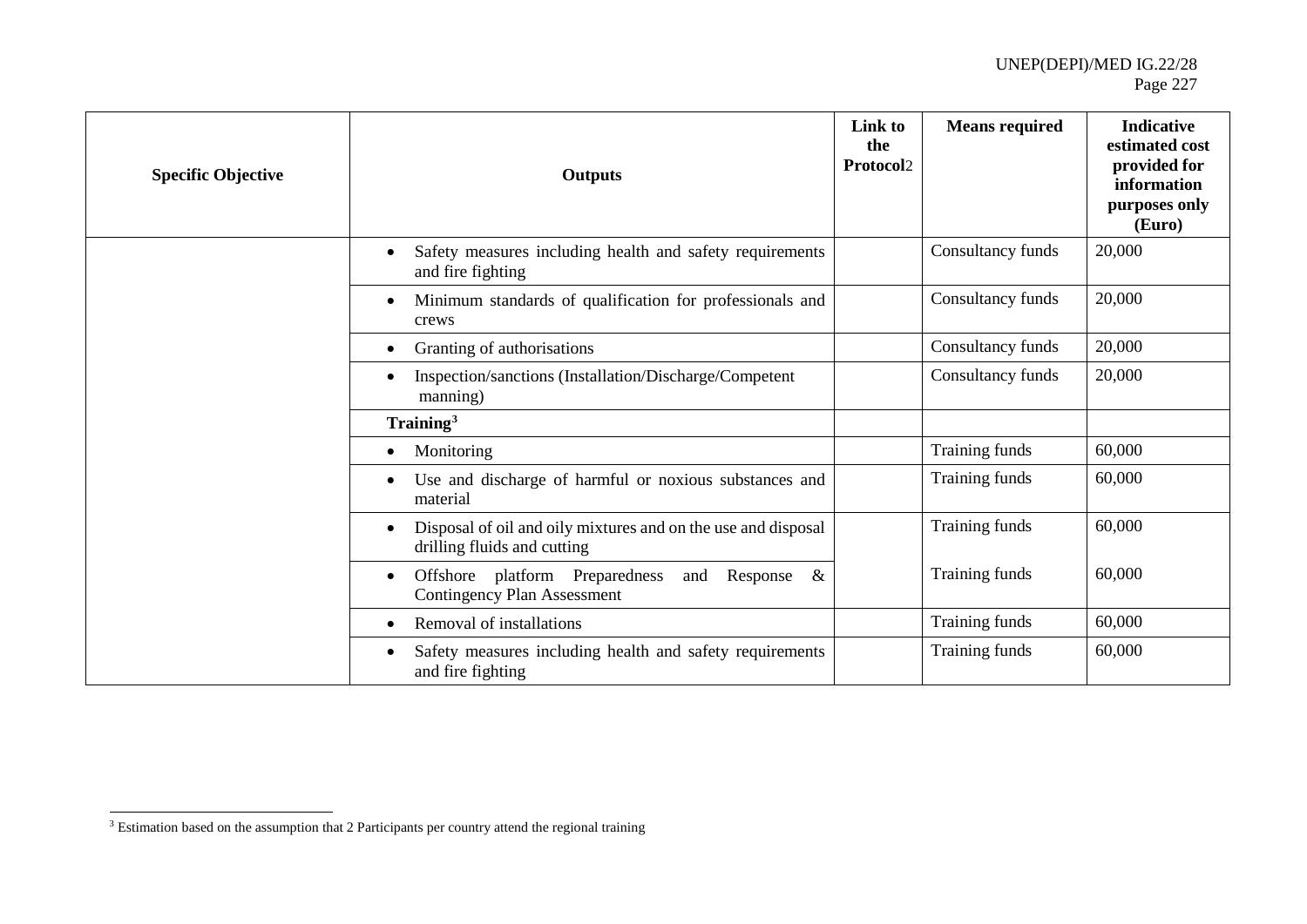| Specific Objective | Outputs | Link to the Protocol2 | Means required | Indicative estimated cost provided for information purposes only (Euro) |
|---|---|---|---|---|
| | • Safety measures including health and safety requirements and fire fighting | | Consultancy funds | 20,000 |
| | • Minimum standards of qualification for professionals and crews | | Consultancy funds | 20,000 |
| | • Granting of authorisations | | Consultancy funds | 20,000 |
| | • Inspection/sanctions (Installation/Discharge/Competent manning) | | Consultancy funds | 20,000 |
| | **Training**[3] | | | |
| | • Monitoring | | Training funds | 60,000 |
| | • Use and discharge of harmful or noxious substances and material | | Training funds | 60,000 |
| | • Disposal of oil and oily mixtures and on the use and disposal drilling fluids and cutting | | Training funds | 60,000 |
| | • Offshore platform Preparedness and Response & Contingency Plan Assessment | | Training funds | 60,000 |
| | • Removal of installations | | Training funds | 60,000 |
| | • Safety measures including health and safety requirements and fire fighting | | Training funds | 60,000 |

[3] Estimation based on the assumption that 2 Participants per country attend the regional training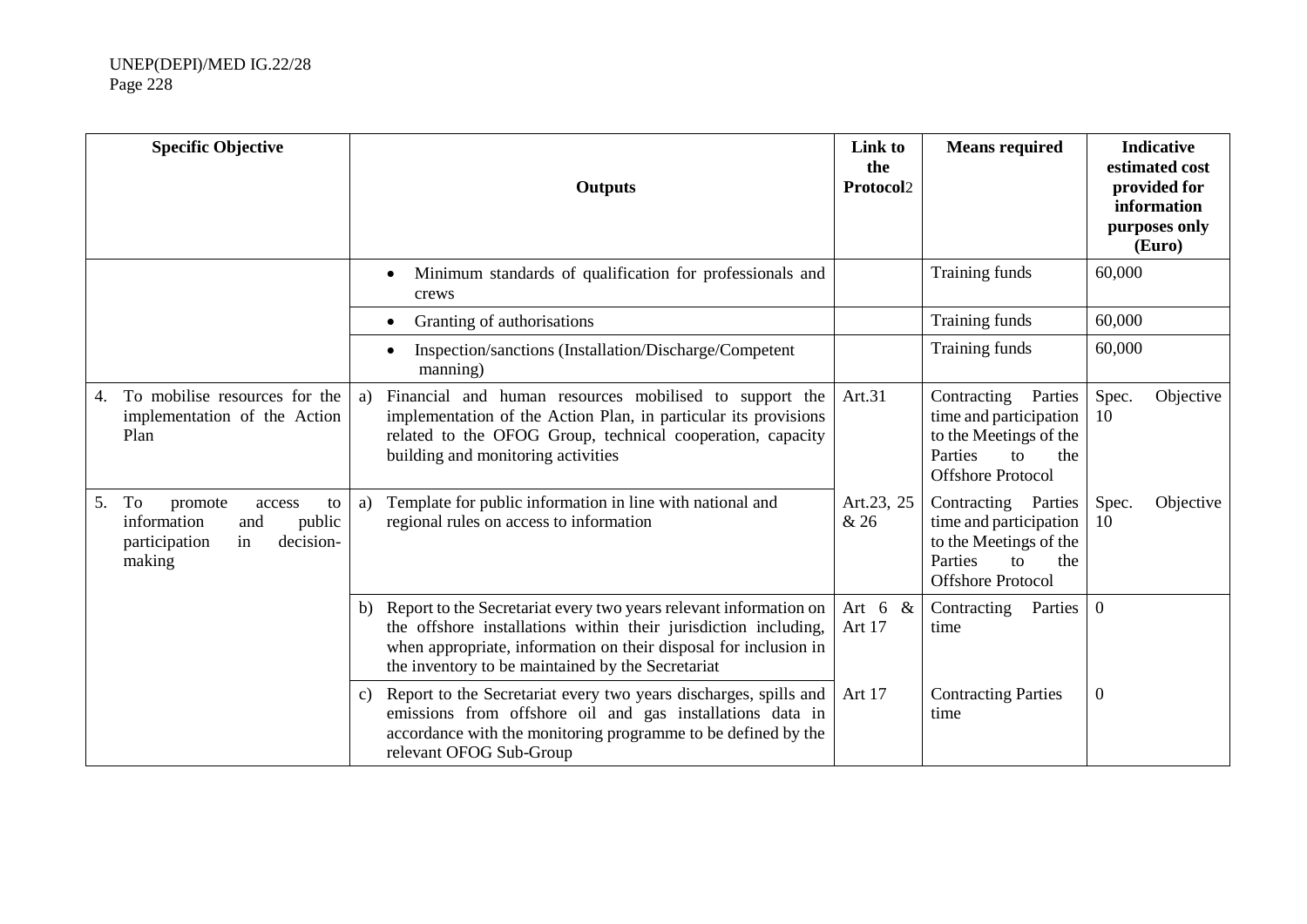| Specific Objective | Outputs | Link to the Protocol[2] | Means required | Indicative estimated cost provided for information purposes only (Euro) |
|---|---|---|---|---|
| | • Minimum standards of qualification for professionals and crews | | Training funds | 60,000 |
| | • Granting of authorisations | | Training funds | 60,000 |
| | • Inspection/sanctions (Installation/Discharge/Competent manning) | | Training funds | 60,000 |
| 4. To mobilise resources for the implementation of the Action Plan | a) Financial and human resources mobilised to support the implementation of the Action Plan, in particular its provisions related to the OFOG Group, technical cooperation, capacity building and monitoring activities | Art.31 | Contracting Parties time and participation to the Meetings of the Parties to the Offshore Protocol | Spec. Objective 10 |
| 5. To promote access to information and public participation in decision-making | a) Template for public information in line with national and regional rules on access to information | Art.23, 25 & 26 | Contracting Parties time and participation to the Meetings of the Parties to the Offshore Protocol | Spec. Objective 10 |
| | b) Report to the Secretariat every two years relevant information on the offshore installations within their jurisdiction including, when appropriate, information on their disposal for inclusion in the inventory to be maintained by the Secretariat | Art 6 & Art 17 | Contracting Parties time | 0 |
| | c) Report to the Secretariat every two years discharges, spills and emissions from offshore oil and gas installations data in accordance with the monitoring programme to be defined by the relevant OFOG Sub-Group | Art 17 | Contracting Parties time | 0 |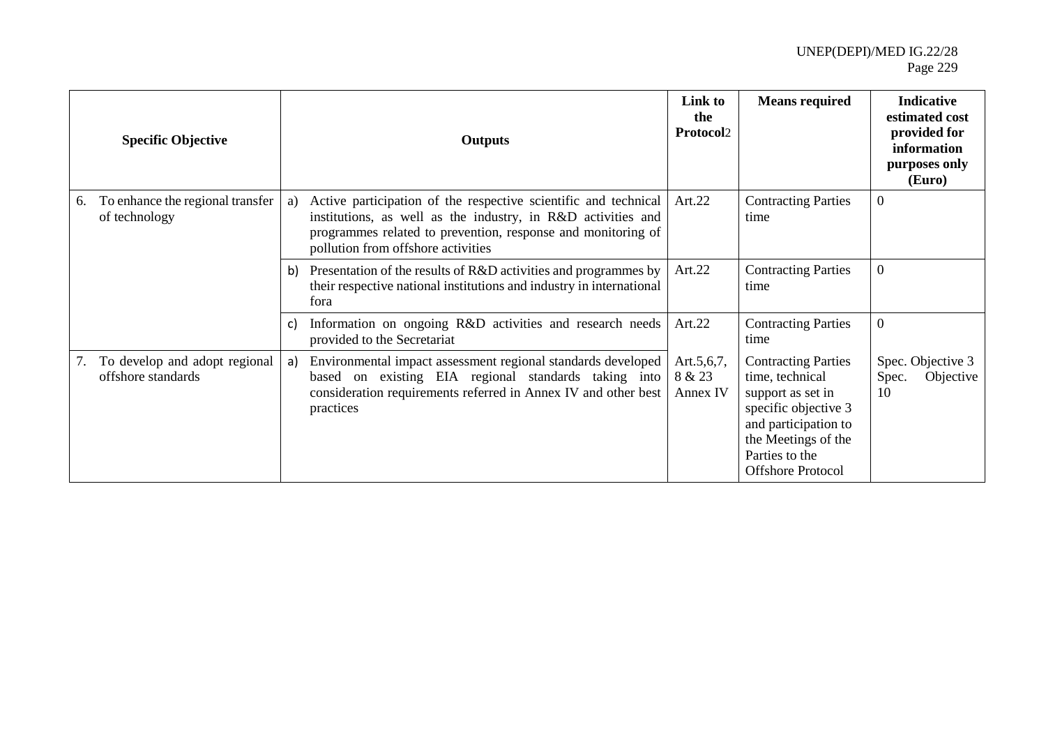| Specific Objective | Outputs | Link to the Protocol2 | Means required | Indicative estimated cost provided for information purposes only (Euro) |
|---|---|---|---|---|
| 6. To enhance the regional transfer of technology | a) Active participation of the respective scientific and technical institutions, as well as the industry, in R&D activities and programmes related to prevention, response and monitoring of pollution from offshore activities | Art.22 | Contracting Parties time | 0 |
| | b) Presentation of the results of R&D activities and programmes by their respective national institutions and industry in international fora | Art.22 | Contracting Parties time | 0 |
| | c) Information on ongoing R&D activities and research needs provided to the Secretariat | Art.22 | Contracting Parties time | 0 |
| 7. To develop and adopt regional offshore standards | a) Environmental impact assessment regional standards developed based on existing EIA regional standards taking into consideration requirements referred in Annex IV and other best practices | Art.5,6,7, 8 & 23 Annex IV | Contracting Parties time, technical support as set in specific objective 3 and participation to the Meetings of the Parties to the Offshore Protocol | Spec. Objective 3 Spec. Objective 10 |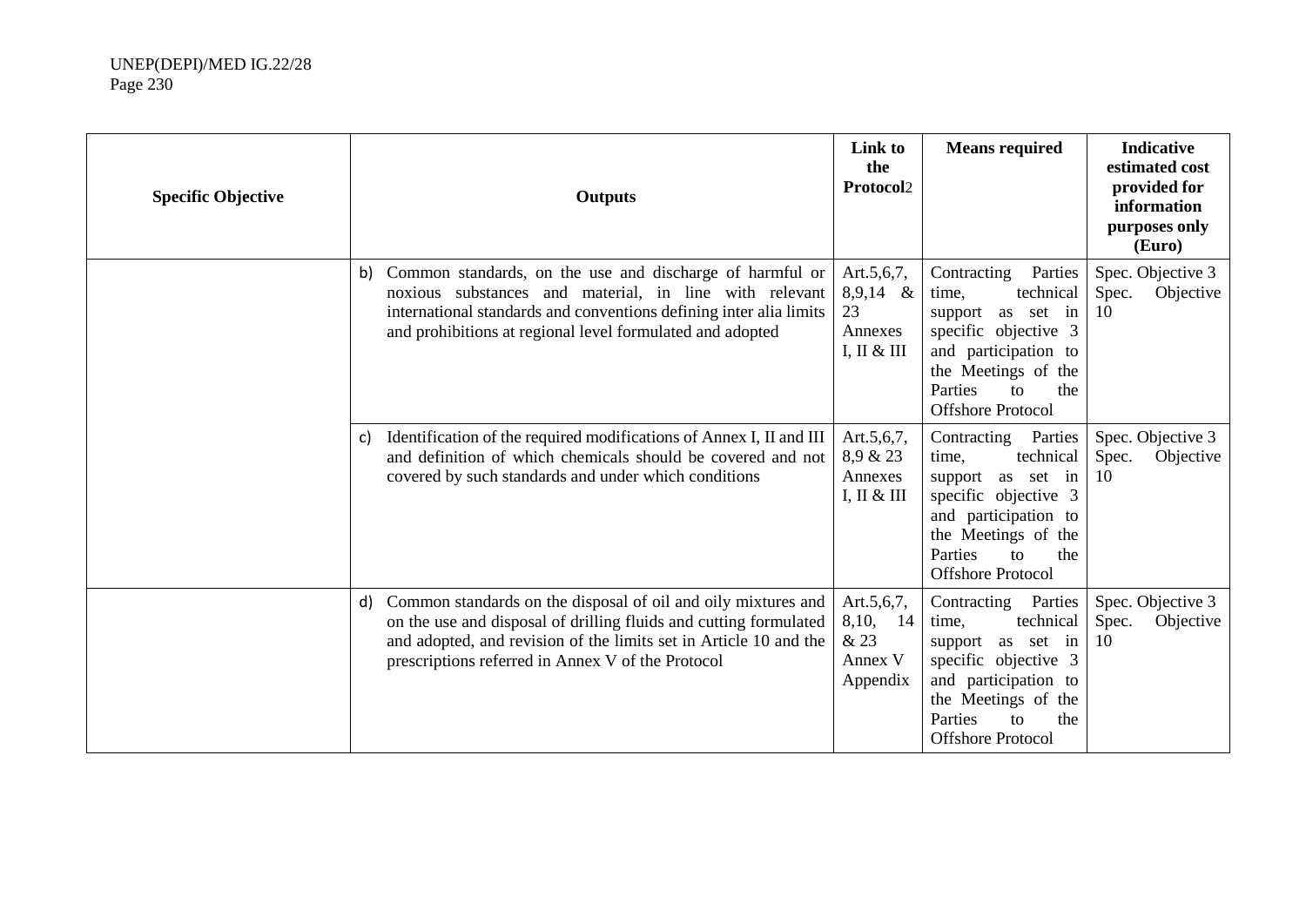| Specific Objective | Outputs | Link to the Protocol[2] | Means required | Indicative estimated cost provided for information purposes only (Euro) |
|---|---|---|---|---|
| | b) Common standards, on the use and discharge of harmful or noxious substances and material, in line with relevant international standards and conventions defining inter alia limits and prohibitions at regional level formulated and adopted | Art.5,6,7, 8,9,14 & 23 Annexes I, II & III | Contracting Parties time, technical support as set in specific objective 3 and participation to the Meetings of the Parties to the Offshore Protocol | Spec. Objective 3 Spec. Objective 10 |
| | c) Identification of the required modifications of Annex I, II and III and definition of which chemicals should be covered and not covered by such standards and under which conditions | Art.5,6,7, 8,9 & 23 Annexes I, II & III | Contracting Parties time, technical support as set in specific objective 3 and participation to the Meetings of the Parties to the Offshore Protocol | Spec. Objective 3 Spec. Objective 10 |
| | d) Common standards on the disposal of oil and oily mixtures and on the use and disposal of drilling fluids and cutting formulated and adopted, and revision of the limits set in Article 10 and the prescriptions referred in Annex V of the Protocol | Art.5,6,7, 8,10, 14 & 23 Annex V Appendix | Contracting Parties time, technical support as set in specific objective 3 and participation to the Meetings of the Parties to the Offshore Protocol | Spec. Objective 3 Spec. Objective 10 |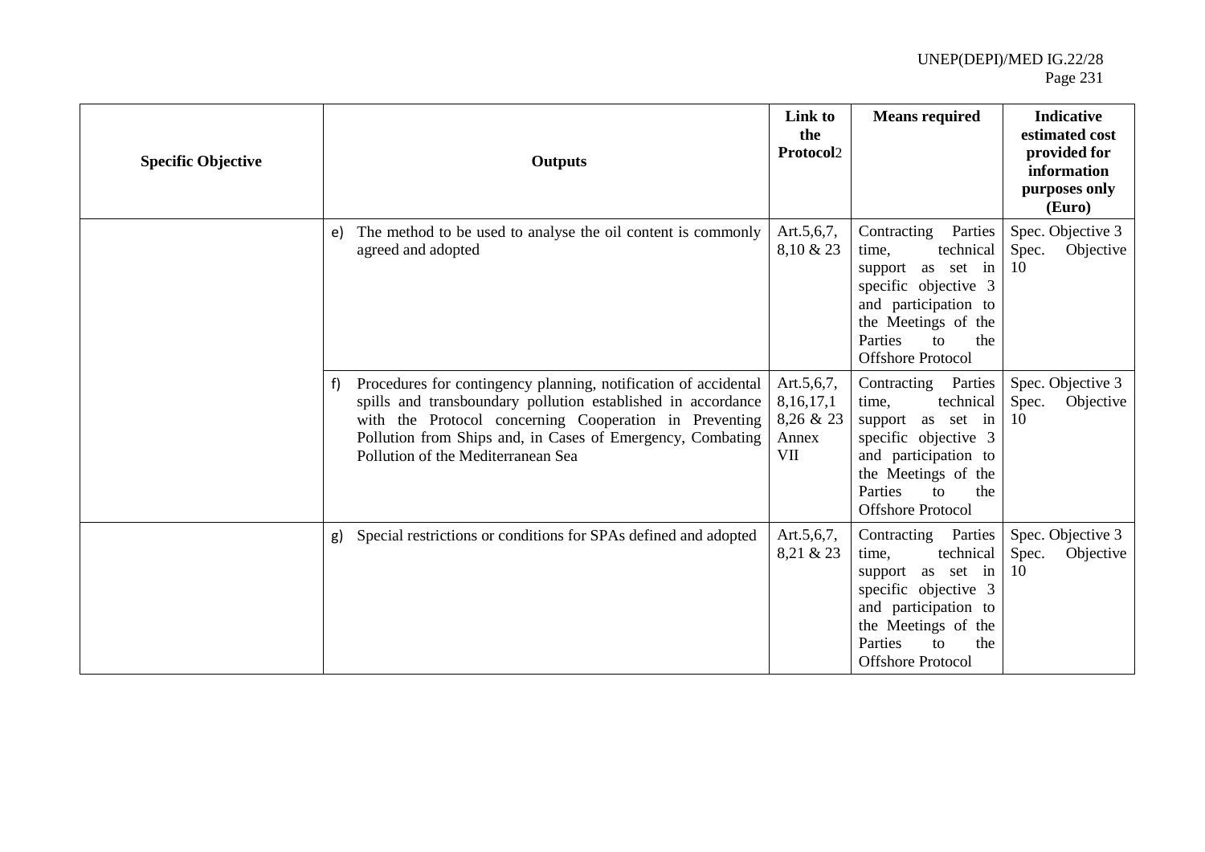| Specific Objective | Outputs | Link to the Protocol2 | Means required | Indicative estimated cost provided for information purposes only (Euro) |
|---|---|---|---|---|
| | e) The method to be used to analyse the oil content is commonly agreed and adopted | Art.5,6,7, 8,10 & 23 | Contracting Parties time, technical support as set in specific objective 3 and participation to the Meetings of the Parties to the Offshore Protocol | Spec. Objective 3 Spec. Objective 10 |
| | f) Procedures for contingency planning, notification of accidental spills and transboundary pollution established in accordance with the Protocol concerning Cooperation in Preventing Pollution from Ships and, in Cases of Emergency, Combating Pollution of the Mediterranean Sea | Art.5,6,7, 8,16,17,1 8,26 & 23 Annex VII | Contracting Parties time, technical support as set in specific objective 3 and participation to the Meetings of the Parties to the Offshore Protocol | Spec. Objective 3 Spec. Objective 10 |
| | g) Special restrictions or conditions for SPAs defined and adopted | Art.5,6,7, 8,21 & 23 | Contracting Parties time, technical support as set in specific objective 3 and participation to the Meetings of the Parties to the Offshore Protocol | Spec. Objective 3 Spec. Objective 10 |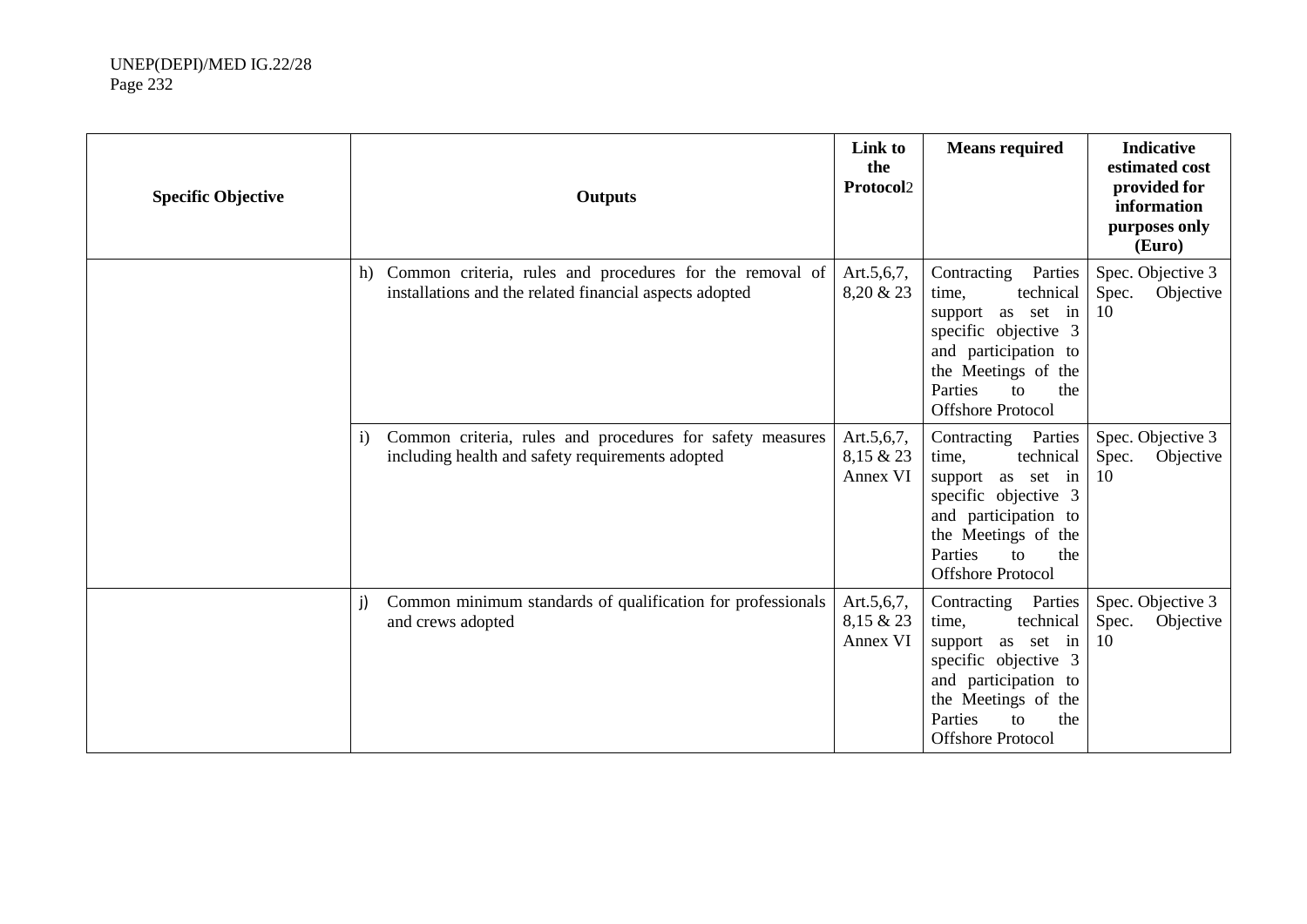| Specific Objective | Outputs | Link to the Protocol[2] | Means required | Indicative estimated cost provided for information purposes only (Euro) |
|---|---|---|---|---|
| | h) Common criteria, rules and procedures for the removal of installations and the related financial aspects adopted | Art.5,6,7, 8,20 & 23 | Contracting Parties time, technical support as set in specific objective 3 and participation to the Meetings of the Parties to the Offshore Protocol | Spec. Objective 3 Spec. Objective 10 |
| | i) Common criteria, rules and procedures for safety measures including health and safety requirements adopted | Art.5,6,7, 8,15 & 23 Annex VI | Contracting Parties time, technical support as set in specific objective 3 and participation to the Meetings of the Parties to the Offshore Protocol | Spec. Objective 3 Spec. Objective 10 |
| | j) Common minimum standards of qualification for professionals and crews adopted | Art.5,6,7, 8,15 & 23 Annex VI | Contracting Parties time, technical support as set in specific objective 3 and participation to the Meetings of the Parties to the Offshore Protocol | Spec. Objective 3 Spec. Objective 10 |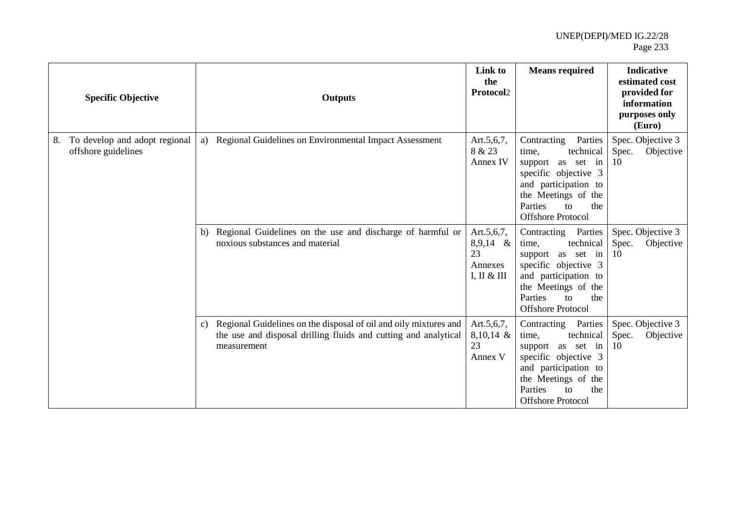| Specific Objective | Outputs | Link to the Protocol[2] | Means required | Indicative estimated cost provided for information purposes only (Euro) |
|---|---|---|---|---|
| 8. To develop and adopt regional offshore guidelines | a) Regional Guidelines on Environmental Impact Assessment | Art.5,6,7, 8 & 23 Annex IV | Contracting Parties time, technical support as set in specific objective 3 and participation to the Meetings of the Parties to the Offshore Protocol | Spec. Objective 3 Spec. Objective 10 |
| | b) Regional Guidelines on the use and discharge of harmful or noxious substances and material | Art.5,6,7, 8,9,14 & 23 Annexes I, II & III | Contracting Parties time, technical support as set in specific objective 3 and participation to the Meetings of the Parties to the Offshore Protocol | Spec. Objective 3 Spec. Objective 10 |
| | c) Regional Guidelines on the disposal of oil and oily mixtures and the use and disposal drilling fluids and cutting and analytical measurement | Art.5,6,7, 8,10,14 & 23 Annex V | Contracting Parties time, technical support as set in specific objective 3 and participation to the Meetings of the Parties to the Offshore Protocol | Spec. Objective 3 Spec. Objective 10 |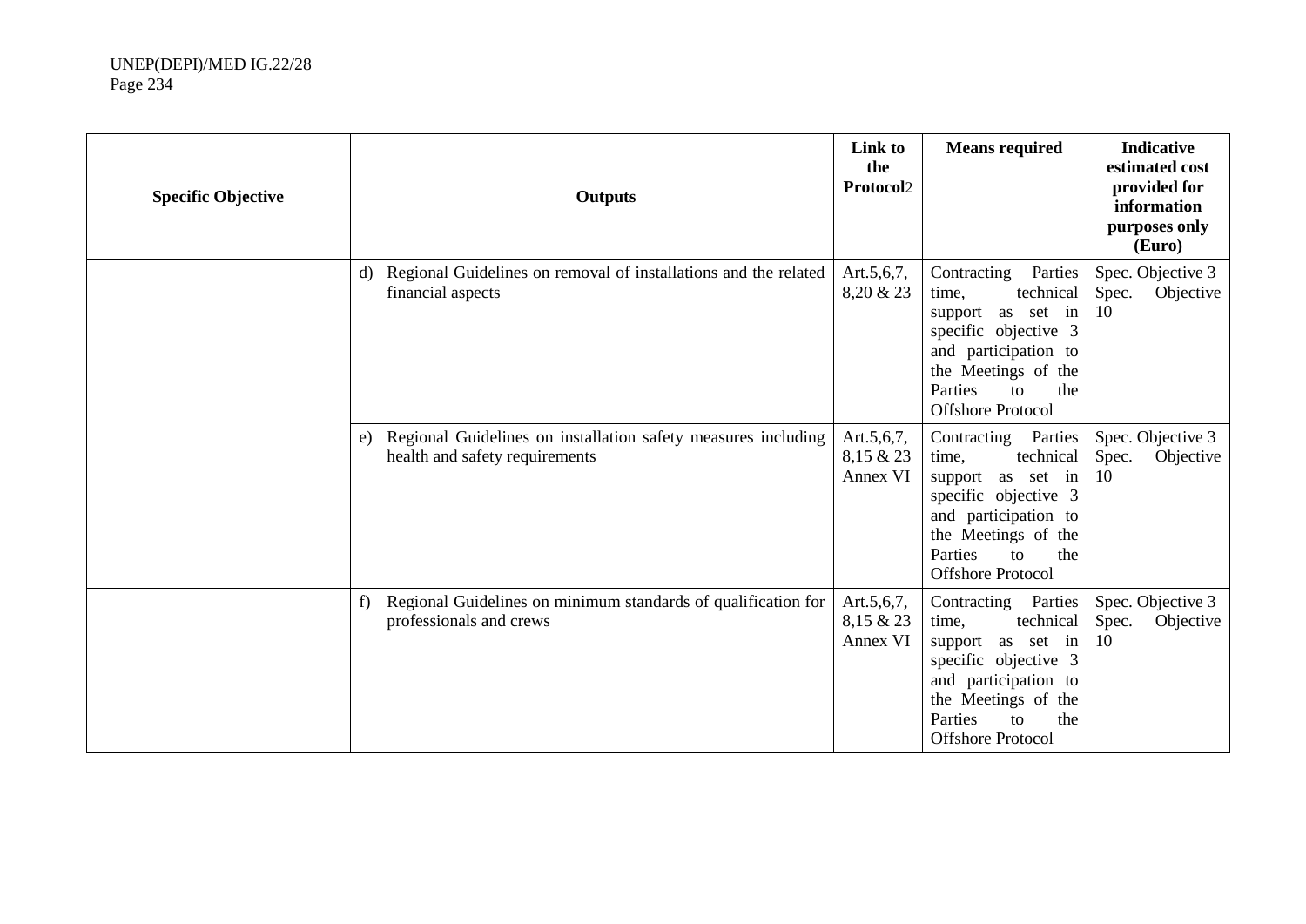| Specific Objective | Outputs | Link to the Protocol[2] | Means required | Indicative estimated cost provided for information purposes only (Euro) |
|---|---|---|---|---|
| | d) Regional Guidelines on removal of installations and the related financial aspects | Art.5,6,7, 8,20 & 23 | Contracting Parties time, technical support as set in specific objective 3 and participation to the Meetings of the Parties to the Offshore Protocol | Spec. Objective 3 Spec. Objective 10 |
| | e) Regional Guidelines on installation safety measures including health and safety requirements | Art.5,6,7, 8,15 & 23 Annex VI | Contracting Parties time, technical support as set in specific objective 3 and participation to the Meetings of the Parties to the Offshore Protocol | Spec. Objective 3 Spec. Objective 10 |
| | f) Regional Guidelines on minimum standards of qualification for professionals and crews | Art.5,6,7, 8,15 & 23 Annex VI | Contracting Parties time, technical support as set in specific objective 3 and participation to the Meetings of the Parties to the Offshore Protocol | Spec. Objective 3 Spec. Objective 10 |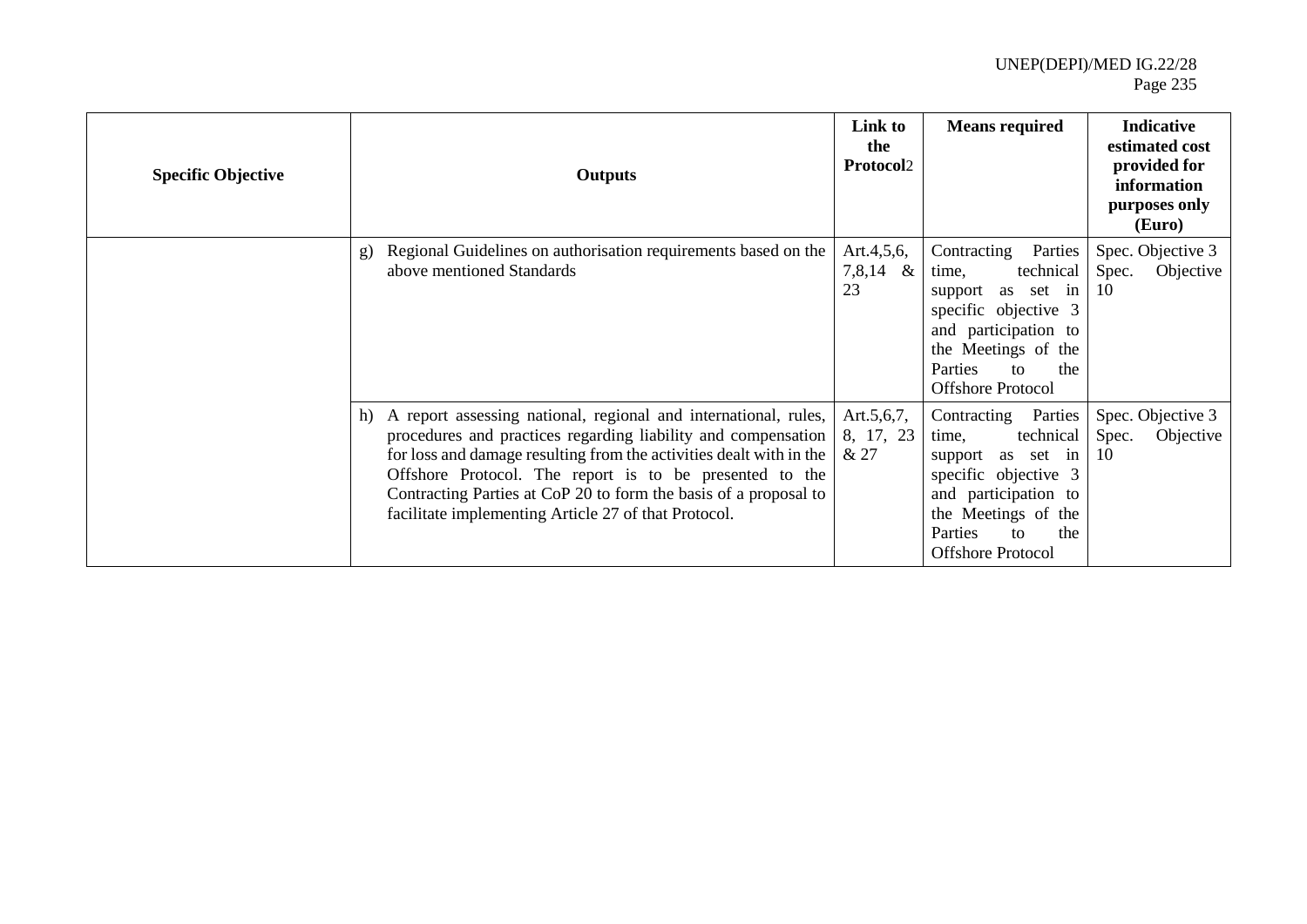| Specific Objective | Outputs | Link to the Protocol[2] | Means required | Indicative estimated cost provided for information purposes only (Euro) |
|---|---|---|---|---|
| | g) Regional Guidelines on authorisation requirements based on the above mentioned Standards | Art.4,5,6, 7,8,14 & 23 | Contracting Parties time, technical support as set in specific objective 3 and participation to the Meetings of the Parties to the Offshore Protocol | Spec. Objective 3 Spec. Objective 10 |
| | h) A report assessing national, regional and international, rules, procedures and practices regarding liability and compensation for loss and damage resulting from the activities dealt with in the Offshore Protocol. The report is to be presented to the Contracting Parties at CoP 20 to form the basis of a proposal to facilitate implementing Article 27 of that Protocol. | Art.5,6,7, 8, 17, 23 & 27 | Contracting Parties time, technical support as set in specific objective 3 and participation to the Meetings of the Parties to the Offshore Protocol | Spec. Objective 3 Spec. Objective 10 |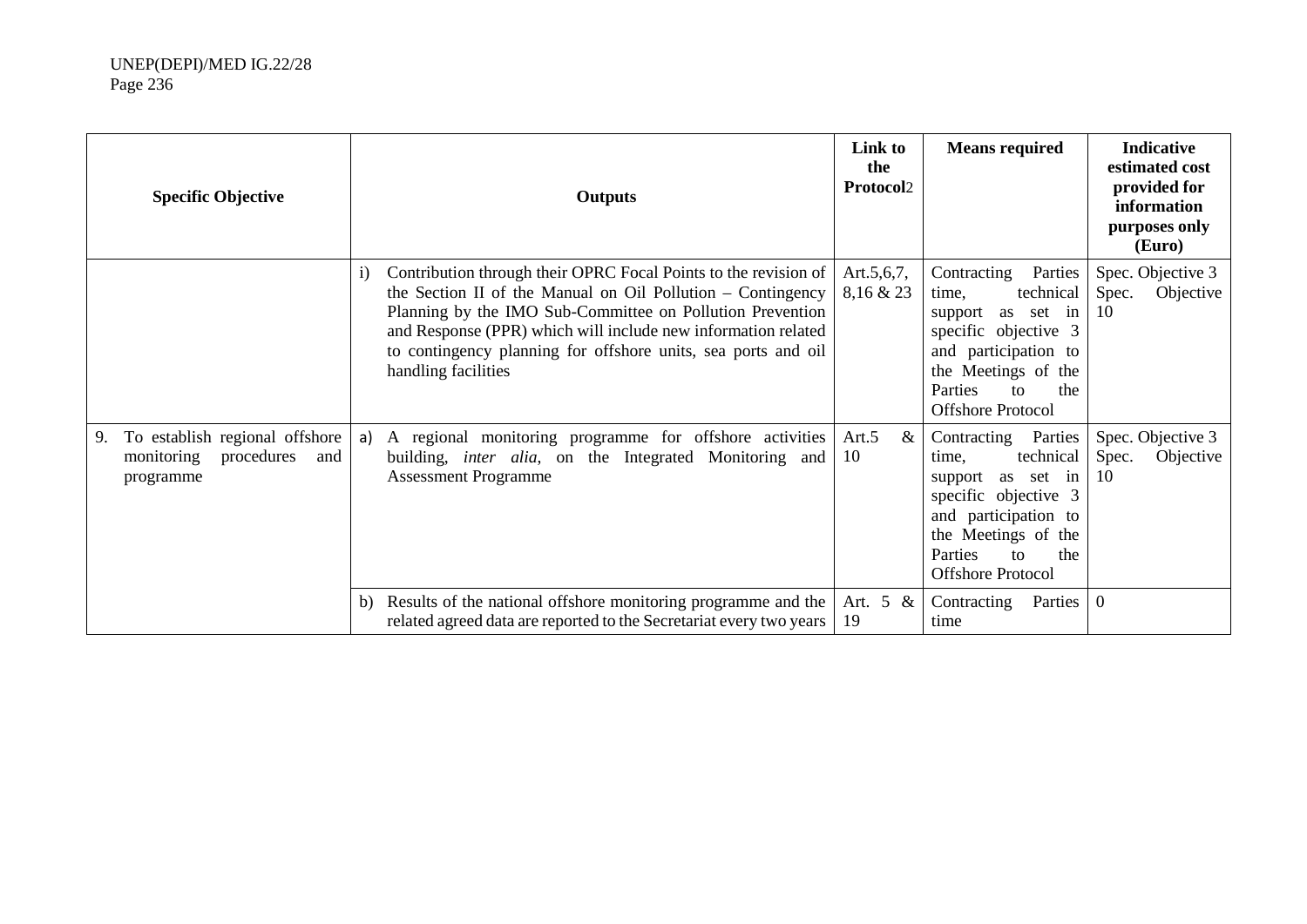| Specific Objective | Outputs | Link to the Protocol[2] | Means required | Indicative estimated cost provided for information purposes only (Euro) |
|---|---|---|---|---|
| | i) Contribution through their OPRC Focal Points to the revision of the Section II of the Manual on Oil Pollution – Contingency Planning by the IMO Sub-Committee on Pollution Prevention and Response (PPR) which will include new information related to contingency planning for offshore units, sea ports and oil handling facilities | Art.5,6,7, 8,16 & 23 | Contracting Parties time, technical support as set in specific objective 3 and participation to the Meetings of the Parties to the Offshore Protocol | Spec. Objective 3 Spec. Objective 10 |
| 9. To establish regional offshore monitoring procedures and programme | a) A regional monitoring programme for offshore activities building, *inter alia*, on the Integrated Monitoring and Assessment Programme | Art.5 & 10 | Contracting Parties time, technical support as set in specific objective 3 and participation to the Meetings of the Parties to the Offshore Protocol | Spec. Objective 3 Spec. Objective 10 |
| | b) Results of the national offshore monitoring programme and the related agreed data are reported to the Secretariat every two years | Art. 5 & 19 | Contracting Parties time | 0 |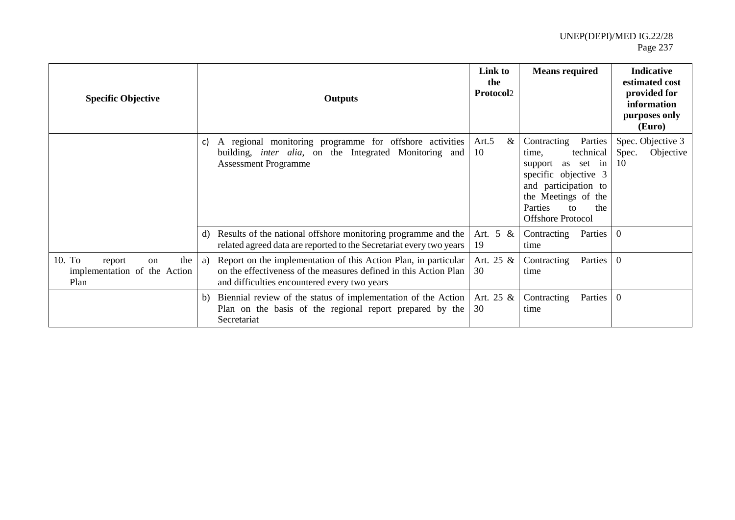| Specific Objective | Outputs | Link to the Protocol[2] | Means required | Indicative estimated cost provided for information purposes only (Euro) |
|---|---|---|---|---|
| | c) A regional monitoring programme for offshore activities building, *inter alia*, on the Integrated Monitoring and Assessment Programme | Art.5 & 10 | Contracting Parties time, technical support as set in specific objective 3 and participation to the Meetings of the Parties to the Offshore Protocol | Spec. Objective 3 Spec. Objective 10 |
| | d) Results of the national offshore monitoring programme and the related agreed data are reported to the Secretariat every two years | Art. 5 & 19 | Contracting Parties time | 0 |
| 10. To report on the implementation of the Action Plan | a) Report on the implementation of this Action Plan, in particular on the effectiveness of the measures defined in this Action Plan and difficulties encountered every two years | Art. 25 & 30 | Contracting Parties time | 0 |
| | b) Biennial review of the status of implementation of the Action Plan on the basis of the regional report prepared by the Secretariat | Art. 25 & 30 | Contracting Parties time | 0 |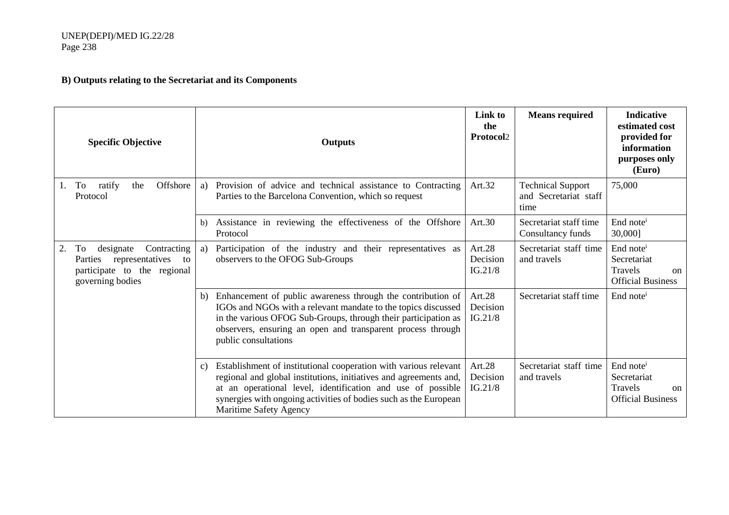**B) Outputs relating to the Secretariat and its Components**

| Specific Objective | | Outputs | Link to the Protocol2 | Means required | Indicative estimated cost provided for information purposes only (Euro) |
|---|---|---|---|---|---|
| 1. To ratify the Offshore Protocol | a) | Provision of advice and technical assistance to Contracting Parties to the Barcelona Convention, which so request | Art.32 | Technical Support and Secretariat staff time | 75,000 |
| | b) | Assistance in reviewing the effectiveness of the Offshore Protocol | Art.30 | Secretariat staff time Consultancy funds | End note[i] 30,000] |
| 2. To designate Contracting Parties representatives to participate to the regional governing bodies | a) | Participation of the industry and their representatives as observers to the OFOG Sub-Groups | Art.28 Decision IG.21/8 | Secretariat staff time and travels | End note[i] Secretariat Travels on Official Business |
| | b) | Enhancement of public awareness through the contribution of IGOs and NGOs with a relevant mandate to the topics discussed in the various OFOG Sub-Groups, through their participation as observers, ensuring an open and transparent process through public consultations | Art.28 Decision IG.21/8 | Secretariat staff time | End note[i] |
| | c) | Establishment of institutional cooperation with various relevant regional and global institutions, initiatives and agreements and, at an operational level, identification and use of possible synergies with ongoing activities of bodies such as the European Maritime Safety Agency | Art.28 Decision IG.21/8 | Secretariat staff time and travels | End note[i] Secretariat Travels on Official Business |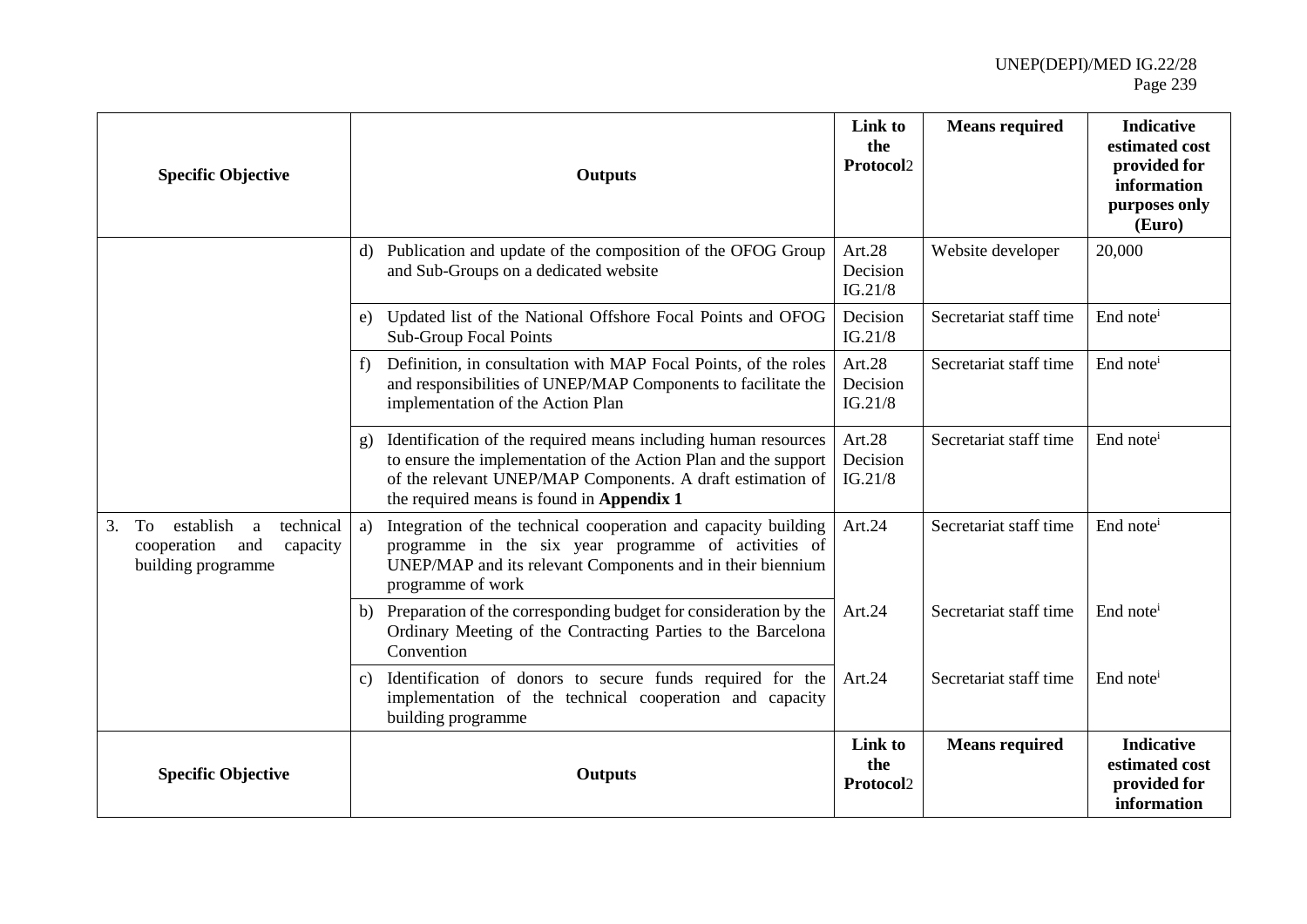| Specific Objective | Outputs | Link to the Protocol2 | Means required | Indicative estimated cost provided for information purposes only (Euro) |
|---|---|---|---|---|
| | d) Publication and update of the composition of the OFOG Group and Sub-Groups on a dedicated website | Art.28 Decision IG.21/8 | Website developer | 20,000 |
| | e) Updated list of the National Offshore Focal Points and OFOG Sub-Group Focal Points | Decision IG.21/8 | Secretariat staff time | End note[i] |
| | f) Definition, in consultation with MAP Focal Points, of the roles and responsibilities of UNEP/MAP Components to facilitate the implementation of the Action Plan | Art.28 Decision IG.21/8 | Secretariat staff time | End note[i] |
| | g) Identification of the required means including human resources to ensure the implementation of the Action Plan and the support of the relevant UNEP/MAP Components. A draft estimation of the required means is found in **Appendix 1** | Art.28 Decision IG.21/8 | Secretariat staff time | End note[i] |
| 3. To establish a technical cooperation and capacity building programme | a) Integration of the technical cooperation and capacity building programme in the six year programme of activities of UNEP/MAP and its relevant Components and in their biennium programme of work | Art.24 | Secretariat staff time | End note[i] |
| | b) Preparation of the corresponding budget for consideration by the Ordinary Meeting of the Contracting Parties to the Barcelona Convention | Art.24 | Secretariat staff time | End note[i] |
| | c) Identification of donors to secure funds required for the implementation of the technical cooperation and capacity building programme | Art.24 | Secretariat staff time | End note[i] |
| **Specific Objective** | **Outputs** | **Link to the Protocol2** | **Means required** | **Indicative estimated cost provided for information** |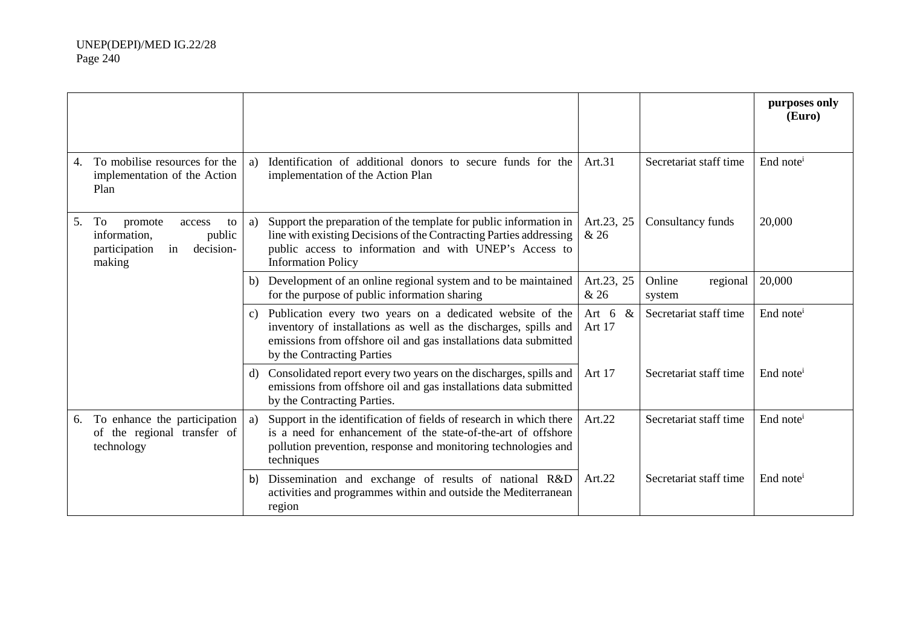| | | | | purposes only (Euro) |
|---|---|---|---|---|
| 4. To mobilise resources for the implementation of the Action Plan | a) Identification of additional donors to secure funds for the implementation of the Action Plan | Art.31 | Secretariat staff time | End note[i] |
| 5. To promote access to information, public participation in decision-making | a) Support the preparation of the template for public information in line with existing Decisions of the Contracting Parties addressing public access to information and with UNEP's Access to Information Policy | Art.23, 25 & 26 | Consultancy funds | 20,000 |
| | b) Development of an online regional system and to be maintained for the purpose of public information sharing | Art.23, 25 & 26 | Online regional system | 20,000 |
| | c) Publication every two years on a dedicated website of the inventory of installations as well as the discharges, spills and emissions from offshore oil and gas installations data submitted by the Contracting Parties | Art 6 & Art 17 | Secretariat staff time | End note[i] |
| | d) Consolidated report every two years on the discharges, spills and emissions from offshore oil and gas installations data submitted by the Contracting Parties. | Art 17 | Secretariat staff time | End note[i] |
| 6. To enhance the participation of the regional transfer of technology | a) Support in the identification of fields of research in which there is a need for enhancement of the state-of-the-art of offshore pollution prevention, response and monitoring technologies and techniques | Art.22 | Secretariat staff time | End note[i] |
| | b) Dissemination and exchange of results of national R&D activities and programmes within and outside the Mediterranean region | Art.22 | Secretariat staff time | End note[i] |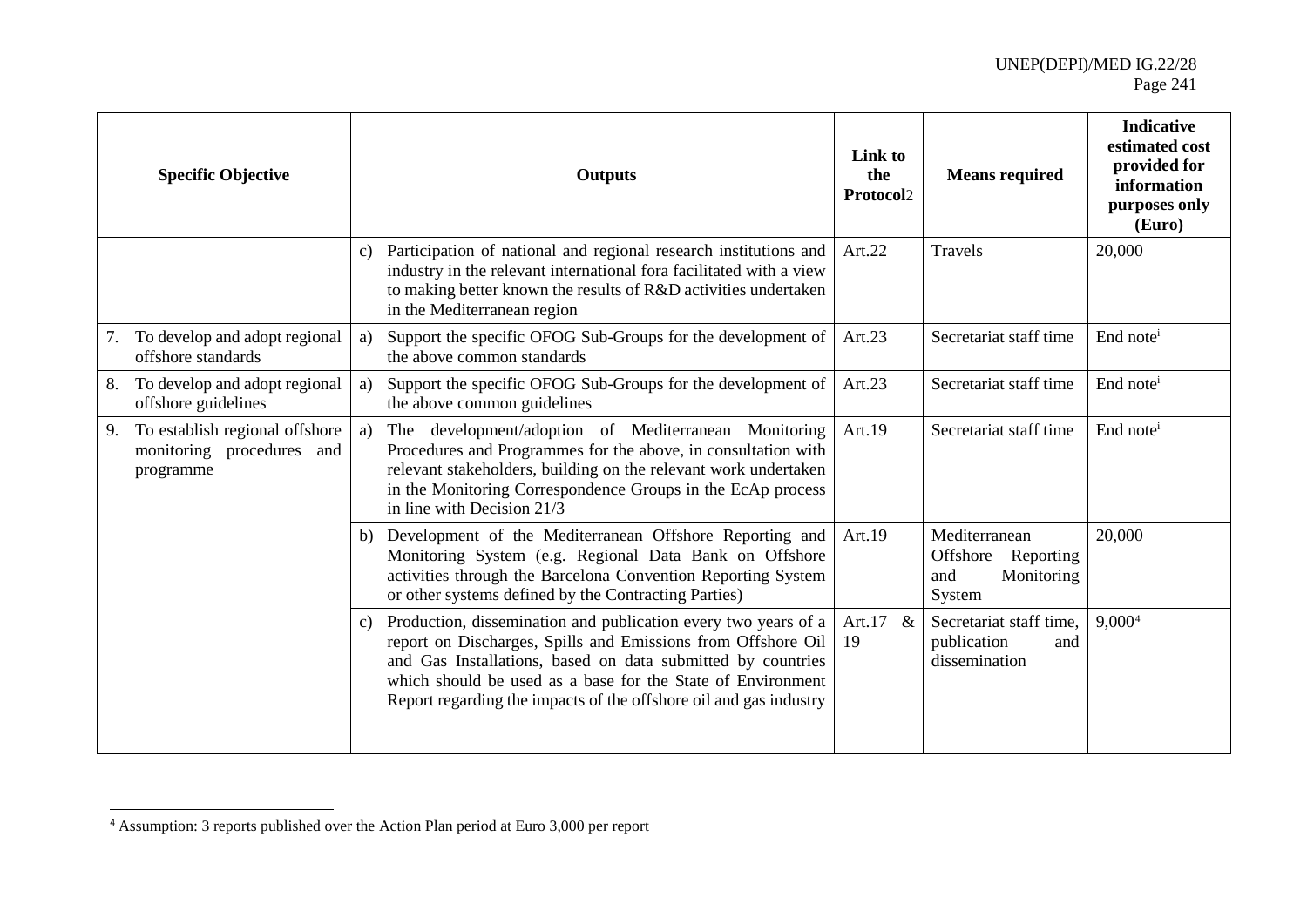| Specific Objective | Outputs | Link to the Protocol[2] | Means required | Indicative estimated cost provided for information purposes only (Euro) |
|---|---|---|---|---|
| | c) Participation of national and regional research institutions and industry in the relevant international fora facilitated with a view to making better known the results of R&D activities undertaken in the Mediterranean region | Art.22 | Travels | 20,000 |
| 7. To develop and adopt regional offshore standards | a) Support the specific OFOG Sub-Groups for the development of the above common standards | Art.23 | Secretariat staff time | End note[i] |
| 8. To develop and adopt regional offshore guidelines | a) Support the specific OFOG Sub-Groups for the development of the above common guidelines | Art.23 | Secretariat staff time | End note[i] |
| 9. To establish regional offshore monitoring procedures and programme | a) The development/adoption of Mediterranean Monitoring Procedures and Programmes for the above, in consultation with relevant stakeholders, building on the relevant work undertaken in the Monitoring Correspondence Groups in the EcAp process in line with Decision 21/3 | Art.19 | Secretariat staff time | End note[i] |
| | b) Development of the Mediterranean Offshore Reporting and Monitoring System (e.g. Regional Data Bank on Offshore activities through the Barcelona Convention Reporting System or other systems defined by the Contracting Parties) | Art.19 | Mediterranean Offshore Reporting and Monitoring System | 20,000 |
| | c) Production, dissemination and publication every two years of a report on Discharges, Spills and Emissions from Offshore Oil and Gas Installations, based on data submitted by countries which should be used as a base for the State of Environment Report regarding the impacts of the offshore oil and gas industry | Art.17 & 19 | Secretariat staff time, publication and dissemination | 9,000[4] |

[4] Assumption: 3 reports published over the Action Plan period at Euro 3,000 per report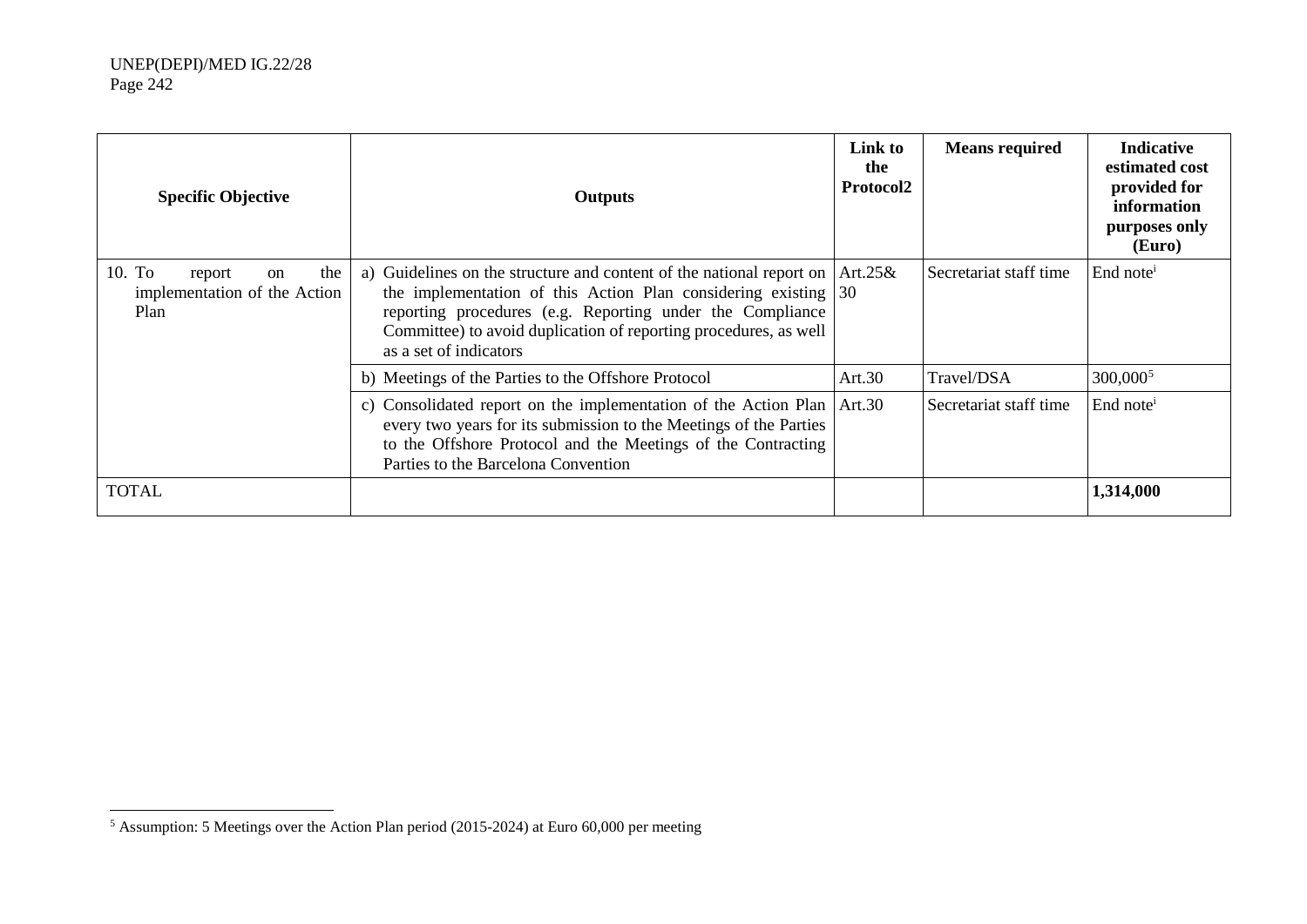| Specific Objective | Outputs | Link to the Protocol2 | Means required | Indicative estimated cost provided for information purposes only (Euro) |
|---|---|---|---|---|
| 10. To report on the implementation of the Action Plan | a) Guidelines on the structure and content of the national report on the implementation of this Action Plan considering existing reporting procedures (e.g. Reporting under the Compliance Committee) to avoid duplication of reporting procedures, as well as a set of indicators | Art.25& 30 | Secretariat staff time | End note[i] |
| | b) Meetings of the Parties to the Offshore Protocol | Art.30 | Travel/DSA | 300,000[5] |
| | c) Consolidated report on the implementation of the Action Plan every two years for its submission to the Meetings of the Parties to the Offshore Protocol and the Meetings of the Contracting Parties to the Barcelona Convention | Art.30 | Secretariat staff time | End note[i] |
| TOTAL | | | | **1,314,000** |

[5] Assumption: 5 Meetings over the Action Plan period (2015-2024) at Euro 60,000 per meeting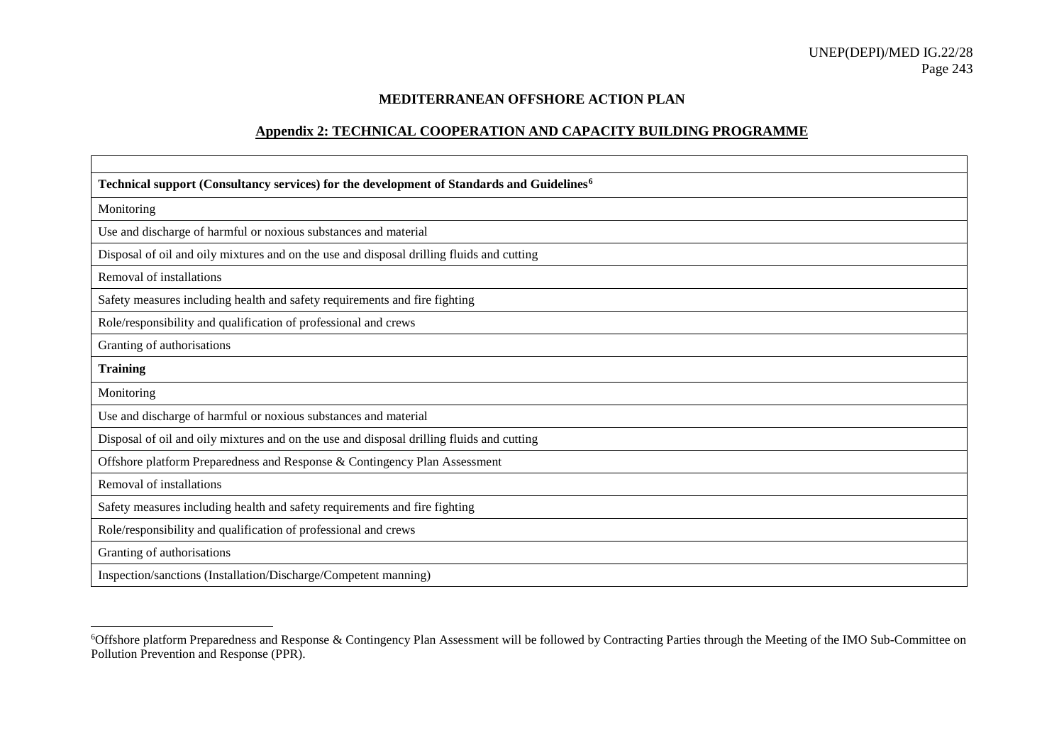**MEDITERRANEAN OFFSHORE ACTION PLAN**

**Appendix 2: TECHNICAL COOPERATION AND CAPACITY BUILDING PROGRAMME**

| |
|---|
| **Technical support (Consultancy services) for the development of Standards and Guidelines**[6] |
| Monitoring |
| Use and discharge of harmful or noxious substances and material |
| Disposal of oil and oily mixtures and on the use and disposal drilling fluids and cutting |
| Removal of installations |
| Safety measures including health and safety requirements and fire fighting |
| Role/responsibility and qualification of professional and crews |
| Granting of authorisations |
| **Training** |
| Monitoring |
| Use and discharge of harmful or noxious substances and material |
| Disposal of oil and oily mixtures and on the use and disposal drilling fluids and cutting |
| Offshore platform Preparedness and Response & Contingency Plan Assessment |
| Removal of installations |
| Safety measures including health and safety requirements and fire fighting |
| Role/responsibility and qualification of professional and crews |
| Granting of authorisations |
| Inspection/sanctions (Installation/Discharge/Competent manning) |

[6] Offshore platform Preparedness and Response & Contingency Plan Assessment will be followed by Contracting Parties through the Meeting of the IMO Sub-Committee on Pollution Prevention and Response (PPR).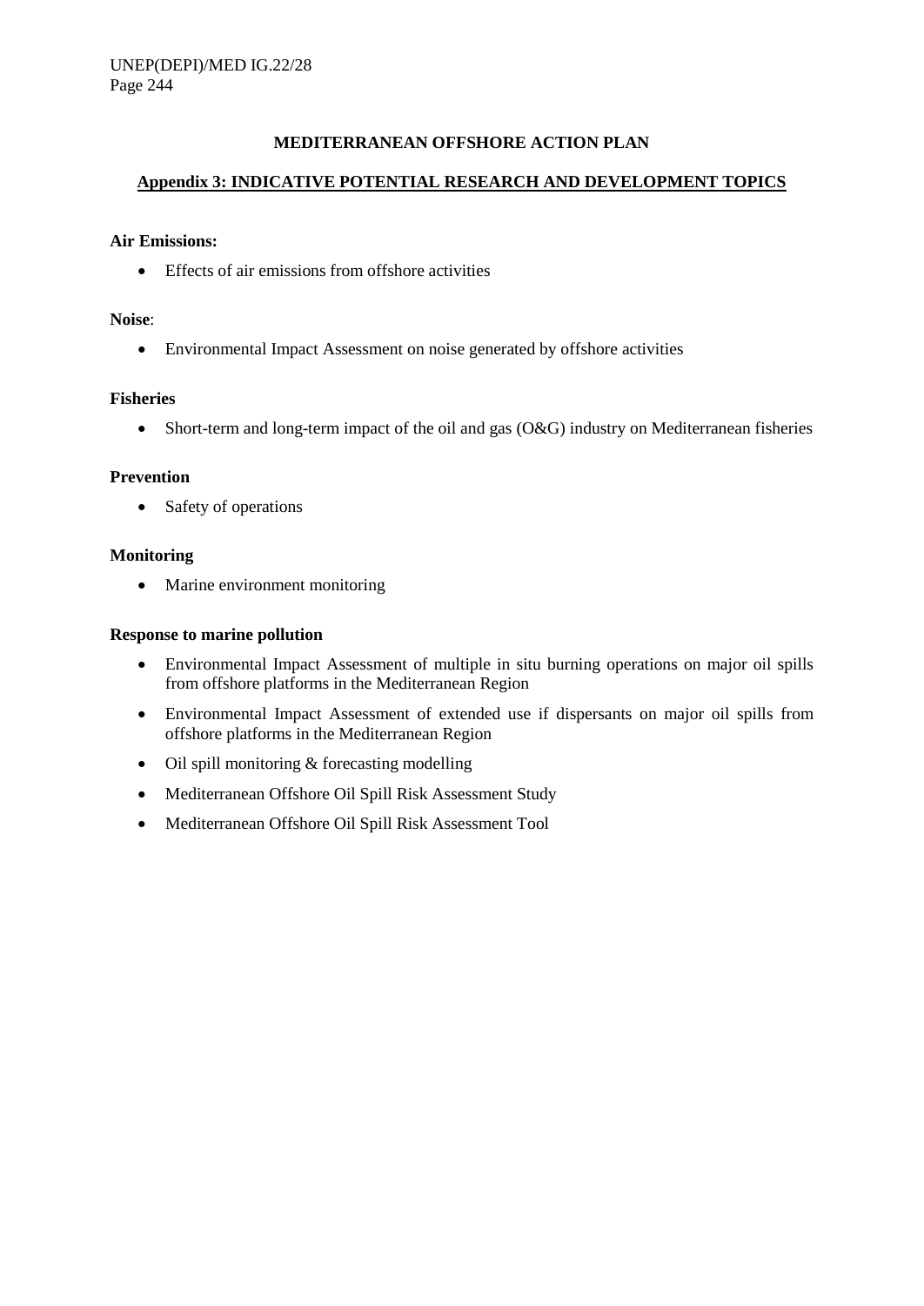**MEDITERRANEAN OFFSHORE ACTION PLAN**

**Appendix 3: INDICATIVE POTENTIAL RESEARCH AND DEVELOPMENT TOPICS**

**Air Emissions:**

- Effects of air emissions from offshore activities

**Noise**:

- Environmental Impact Assessment on noise generated by offshore activities

**Fisheries**

- Short-term and long-term impact of the oil and gas (O&G) industry on Mediterranean fisheries

**Prevention**

- Safety of operations

**Monitoring**

- Marine environment monitoring

**Response to marine pollution**

- Environmental Impact Assessment of multiple in situ burning operations on major oil spills from offshore platforms in the Mediterranean Region
- Environmental Impact Assessment of extended use if dispersants on major oil spills from offshore platforms in the Mediterranean Region
- Oil spill monitoring & forecasting modelling
- Mediterranean Offshore Oil Spill Risk Assessment Study
- Mediterranean Offshore Oil Spill Risk Assessment Tool